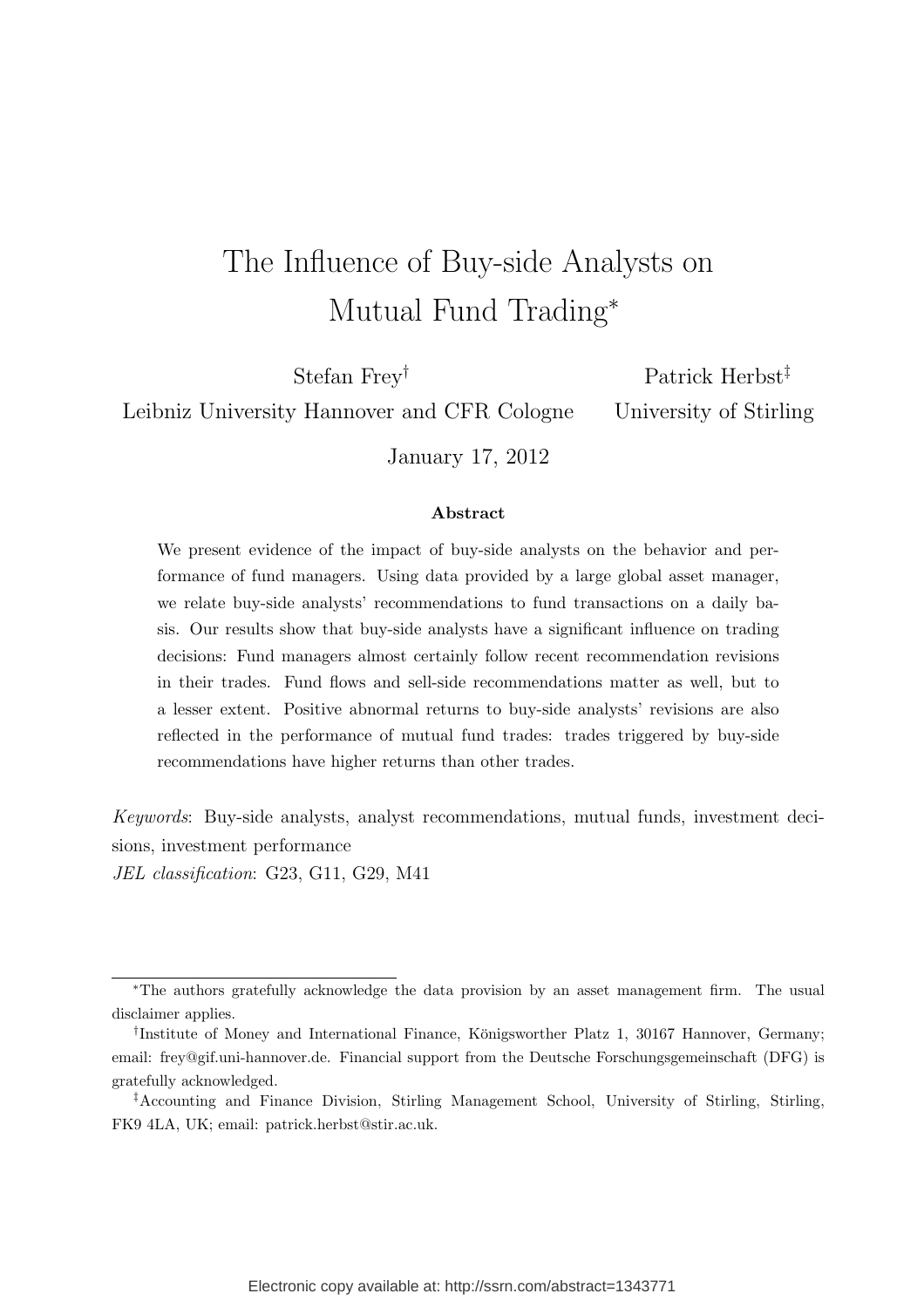# The Influence of Buy-side Analysts on Mutual Fund Trading*

Stefan Frey[†]
Leibniz University Hannover and CFR Cologne

Patrick Herbst[‡]
University of Stirling

January 17, 2012

**Abstract**

We present evidence of the impact of buy-side analysts on the behavior and performance of fund managers. Using data provided by a large global asset manager, we relate buy-side analysts' recommendations to fund transactions on a daily basis. Our results show that buy-side analysts have a significant influence on trading decisions: Fund managers almost certainly follow recent recommendation revisions in their trades. Fund flows and sell-side recommendations matter as well, but to a lesser extent. Positive abnormal returns to buy-side analysts' revisions are also reflected in the performance of mutual fund trades: trades triggered by buy-side recommendations have higher returns than other trades.

*Keywords*: Buy-side analysts, analyst recommendations, mutual funds, investment decisions, investment performance

*JEL classification*: G23, G11, G29, M41

---

*The authors gratefully acknowledge the data provision by an asset management firm. The usual disclaimer applies.

[†]Institute of Money and International Finance, Königsworther Platz 1, 30167 Hannover, Germany; email: frey@gif.uni-hannover.de. Financial support from the Deutsche Forschungsgemeinschaft (DFG) is gratefully acknowledged.

[‡]Accounting and Finance Division, Stirling Management School, University of Stirling, Stirling, FK9 4LA, UK; email: patrick.herbst@stir.ac.uk.

Electronic copy available at: http://ssrn.com/abstract=1343771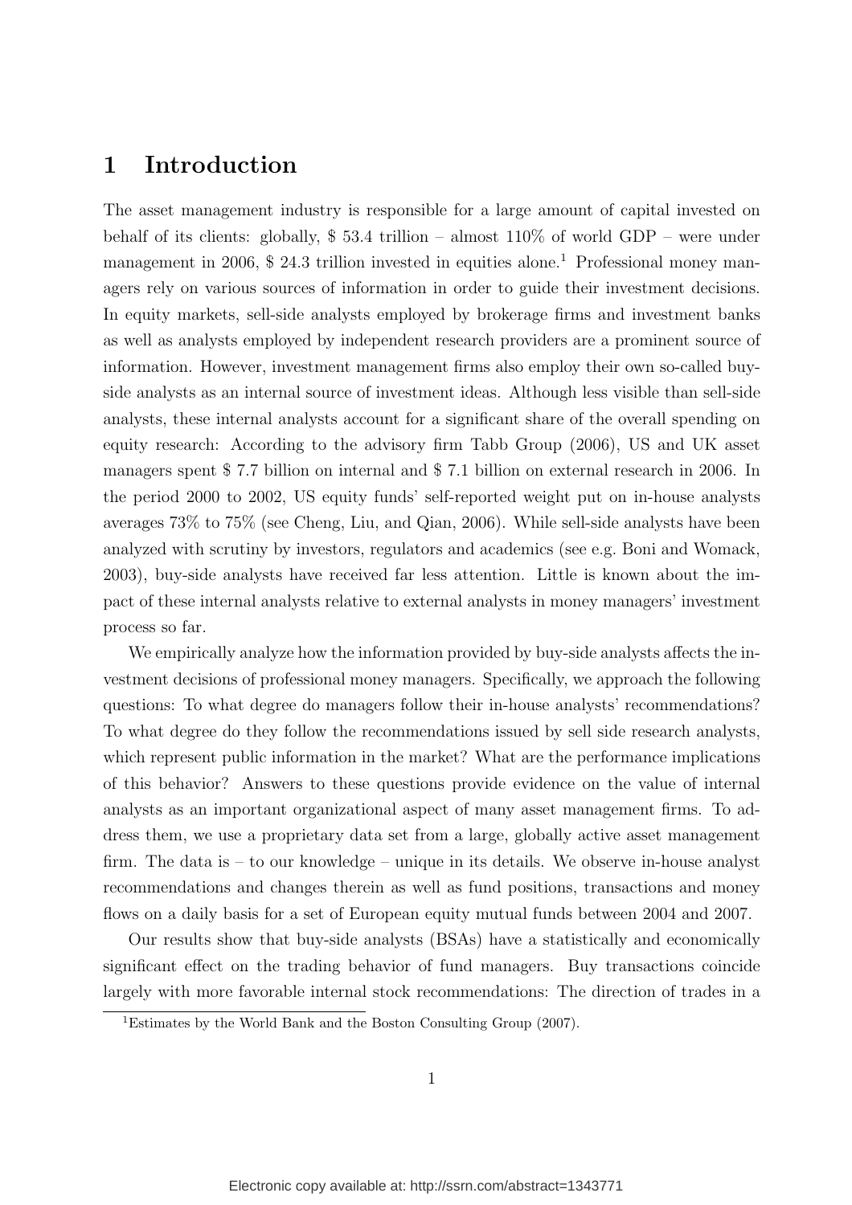# 1 Introduction

The asset management industry is responsible for a large amount of capital invested on behalf of its clients: globally, \$ 53.4 trillion – almost 110% of world GDP – were under management in 2006, \$ 24.3 trillion invested in equities alone.[1] Professional money managers rely on various sources of information in order to guide their investment decisions. In equity markets, sell-side analysts employed by brokerage firms and investment banks as well as analysts employed by independent research providers are a prominent source of information. However, investment management firms also employ their own so-called buy-side analysts as an internal source of investment ideas. Although less visible than sell-side analysts, these internal analysts account for a significant share of the overall spending on equity research: According to the advisory firm Tabb Group (2006), US and UK asset managers spent \$ 7.7 billion on internal and \$ 7.1 billion on external research in 2006. In the period 2000 to 2002, US equity funds' self-reported weight put on in-house analysts averages 73% to 75% (see Cheng, Liu, and Qian, 2006). While sell-side analysts have been analyzed with scrutiny by investors, regulators and academics (see e.g. Boni and Womack, 2003), buy-side analysts have received far less attention. Little is known about the impact of these internal analysts relative to external analysts in money managers' investment process so far.

We empirically analyze how the information provided by buy-side analysts affects the investment decisions of professional money managers. Specifically, we approach the following questions: To what degree do managers follow their in-house analysts' recommendations? To what degree do they follow the recommendations issued by sell side research analysts, which represent public information in the market? What are the performance implications of this behavior? Answers to these questions provide evidence on the value of internal analysts as an important organizational aspect of many asset management firms. To address them, we use a proprietary data set from a large, globally active asset management firm. The data is – to our knowledge – unique in its details. We observe in-house analyst recommendations and changes therein as well as fund positions, transactions and money flows on a daily basis for a set of European equity mutual funds between 2004 and 2007.

Our results show that buy-side analysts (BSAs) have a statistically and economically significant effect on the trading behavior of fund managers. Buy transactions coincide largely with more favorable internal stock recommendations: The direction of trades in a

[1] Estimates by the World Bank and the Boston Consulting Group (2007).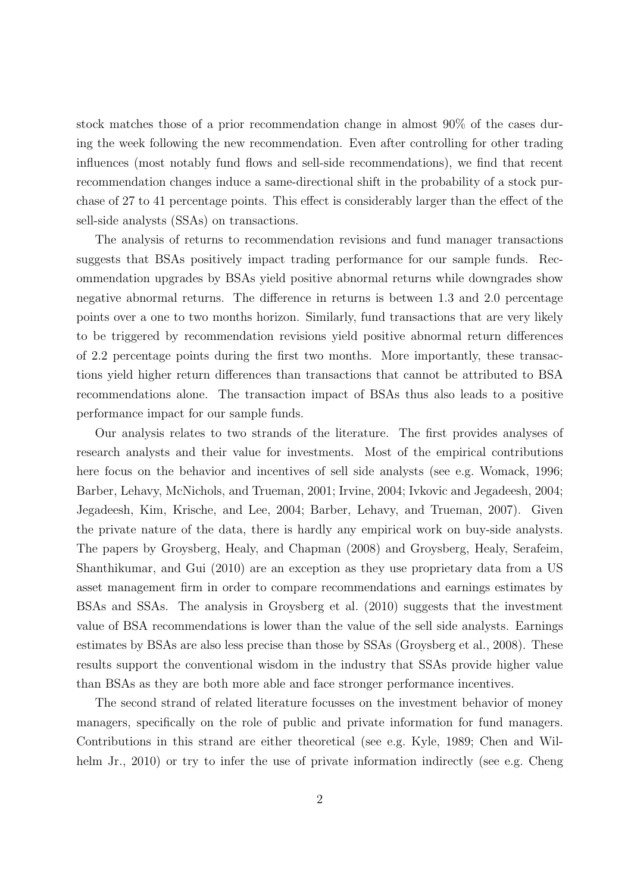stock matches those of a prior recommendation change in almost 90% of the cases during the week following the new recommendation. Even after controlling for other trading influences (most notably fund flows and sell-side recommendations), we find that recent recommendation changes induce a same-directional shift in the probability of a stock purchase of 27 to 41 percentage points. This effect is considerably larger than the effect of the sell-side analysts (SSAs) on transactions.

The analysis of returns to recommendation revisions and fund manager transactions suggests that BSAs positively impact trading performance for our sample funds. Recommendation upgrades by BSAs yield positive abnormal returns while downgrades show negative abnormal returns. The difference in returns is between 1.3 and 2.0 percentage points over a one to two months horizon. Similarly, fund transactions that are very likely to be triggered by recommendation revisions yield positive abnormal return differences of 2.2 percentage points during the first two months. More importantly, these transactions yield higher return differences than transactions that cannot be attributed to BSA recommendations alone. The transaction impact of BSAs thus also leads to a positive performance impact for our sample funds.

Our analysis relates to two strands of the literature. The first provides analyses of research analysts and their value for investments. Most of the empirical contributions here focus on the behavior and incentives of sell side analysts (see e.g. Womack, 1996; Barber, Lehavy, McNichols, and Trueman, 2001; Irvine, 2004; Ivkovic and Jegadeesh, 2004; Jegadeesh, Kim, Krische, and Lee, 2004; Barber, Lehavy, and Trueman, 2007). Given the private nature of the data, there is hardly any empirical work on buy-side analysts. The papers by Groysberg, Healy, and Chapman (2008) and Groysberg, Healy, Serafeim, Shanthikumar, and Gui (2010) are an exception as they use proprietary data from a US asset management firm in order to compare recommendations and earnings estimates by BSAs and SSAs. The analysis in Groysberg et al. (2010) suggests that the investment value of BSA recommendations is lower than the value of the sell side analysts. Earnings estimates by BSAs are also less precise than those by SSAs (Groysberg et al., 2008). These results support the conventional wisdom in the industry that SSAs provide higher value than BSAs as they are both more able and face stronger performance incentives.

The second strand of related literature focusses on the investment behavior of money managers, specifically on the role of public and private information for fund managers. Contributions in this strand are either theoretical (see e.g. Kyle, 1989; Chen and Wilhelm Jr., 2010) or try to infer the use of private information indirectly (see e.g. Cheng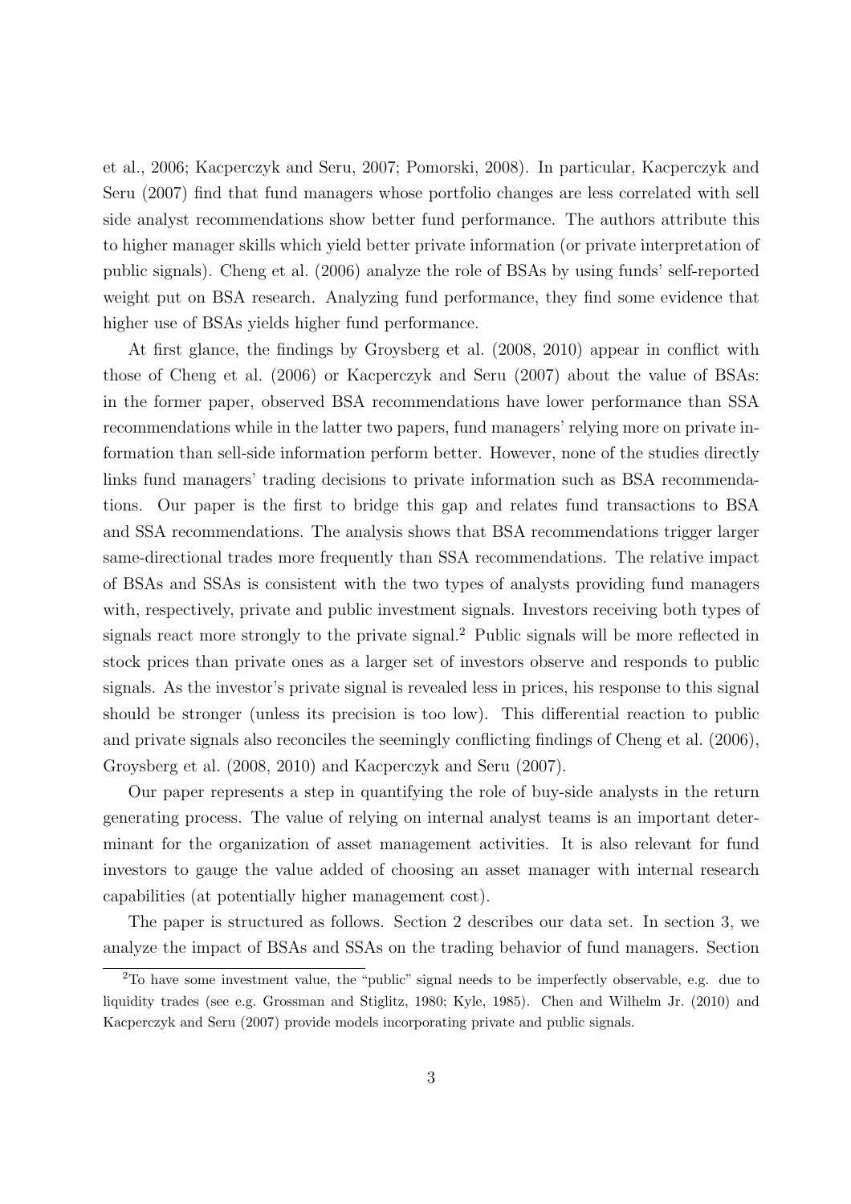et al., 2006; Kacperczyk and Seru, 2007; Pomorski, 2008). In particular, Kacperczyk and Seru (2007) find that fund managers whose portfolio changes are less correlated with sell side analyst recommendations show better fund performance. The authors attribute this to higher manager skills which yield better private information (or private interpretation of public signals). Cheng et al. (2006) analyze the role of BSAs by using funds' self-reported weight put on BSA research. Analyzing fund performance, they find some evidence that higher use of BSAs yields higher fund performance.

At first glance, the findings by Groysberg et al. (2008, 2010) appear in conflict with those of Cheng et al. (2006) or Kacperczyk and Seru (2007) about the value of BSAs: in the former paper, observed BSA recommendations have lower performance than SSA recommendations while in the latter two papers, fund managers' relying more on private information than sell-side information perform better. However, none of the studies directly links fund managers' trading decisions to private information such as BSA recommendations. Our paper is the first to bridge this gap and relates fund transactions to BSA and SSA recommendations. The analysis shows that BSA recommendations trigger larger same-directional trades more frequently than SSA recommendations. The relative impact of BSAs and SSAs is consistent with the two types of analysts providing fund managers with, respectively, private and public investment signals. Investors receiving both types of signals react more strongly to the private signal.[2] Public signals will be more reflected in stock prices than private ones as a larger set of investors observe and responds to public signals. As the investor's private signal is revealed less in prices, his response to this signal should be stronger (unless its precision is too low). This differential reaction to public and private signals also reconciles the seemingly conflicting findings of Cheng et al. (2006), Groysberg et al. (2008, 2010) and Kacperczyk and Seru (2007).

Our paper represents a step in quantifying the role of buy-side analysts in the return generating process. The value of relying on internal analyst teams is an important determinant for the organization of asset management activities. It is also relevant for fund investors to gauge the value added of choosing an asset manager with internal research capabilities (at potentially higher management cost).

The paper is structured as follows. Section 2 describes our data set. In section 3, we analyze the impact of BSAs and SSAs on the trading behavior of fund managers. Section

[2]To have some investment value, the "public" signal needs to be imperfectly observable, e.g. due to liquidity trades (see e.g. Grossman and Stiglitz, 1980; Kyle, 1985). Chen and Wilhelm Jr. (2010) and Kacperczyk and Seru (2007) provide models incorporating private and public signals.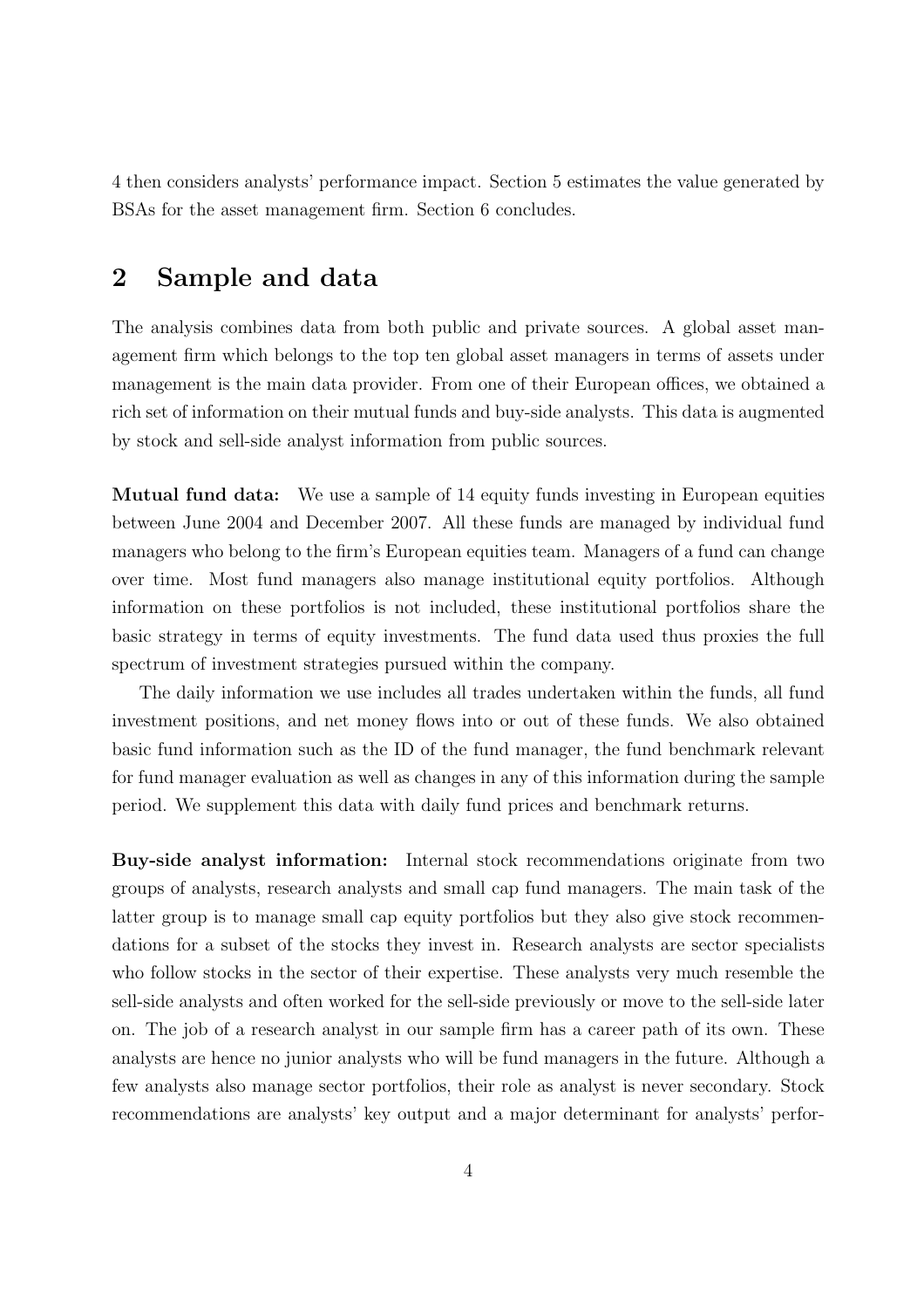4 then considers analysts' performance impact. Section 5 estimates the value generated by BSAs for the asset management firm. Section 6 concludes.

## 2 Sample and data

The analysis combines data from both public and private sources. A global asset management firm which belongs to the top ten global asset managers in terms of assets under management is the main data provider. From one of their European offices, we obtained a rich set of information on their mutual funds and buy-side analysts. This data is augmented by stock and sell-side analyst information from public sources.

**Mutual fund data:** We use a sample of 14 equity funds investing in European equities between June 2004 and December 2007. All these funds are managed by individual fund managers who belong to the firm's European equities team. Managers of a fund can change over time. Most fund managers also manage institutional equity portfolios. Although information on these portfolios is not included, these institutional portfolios share the basic strategy in terms of equity investments. The fund data used thus proxies the full spectrum of investment strategies pursued within the company.

The daily information we use includes all trades undertaken within the funds, all fund investment positions, and net money flows into or out of these funds. We also obtained basic fund information such as the ID of the fund manager, the fund benchmark relevant for fund manager evaluation as well as changes in any of this information during the sample period. We supplement this data with daily fund prices and benchmark returns.

**Buy-side analyst information:** Internal stock recommendations originate from two groups of analysts, research analysts and small cap fund managers. The main task of the latter group is to manage small cap equity portfolios but they also give stock recommendations for a subset of the stocks they invest in. Research analysts are sector specialists who follow stocks in the sector of their expertise. These analysts very much resemble the sell-side analysts and often worked for the sell-side previously or move to the sell-side later on. The job of a research analyst in our sample firm has a career path of its own. These analysts are hence no junior analysts who will be fund managers in the future. Although a few analysts also manage sector portfolios, their role as analyst is never secondary. Stock recommendations are analysts' key output and a major determinant for analysts' perfor-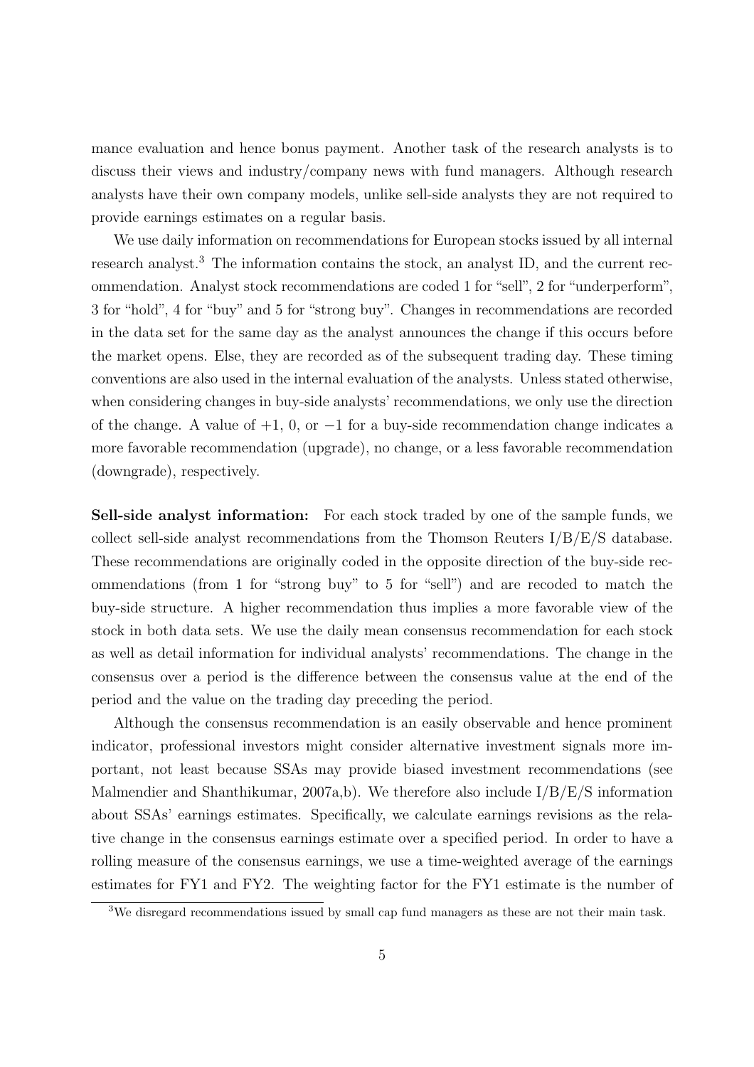mance evaluation and hence bonus payment. Another task of the research analysts is to discuss their views and industry/company news with fund managers. Although research analysts have their own company models, unlike sell-side analysts they are not required to provide earnings estimates on a regular basis.

We use daily information on recommendations for European stocks issued by all internal research analyst.[3] The information contains the stock, an analyst ID, and the current recommendation. Analyst stock recommendations are coded 1 for "sell", 2 for "underperform", 3 for "hold", 4 for "buy" and 5 for "strong buy". Changes in recommendations are recorded in the data set for the same day as the analyst announces the change if this occurs before the market opens. Else, they are recorded as of the subsequent trading day. These timing conventions are also used in the internal evaluation of the analysts. Unless stated otherwise, when considering changes in buy-side analysts' recommendations, we only use the direction of the change. A value of $+1$, 0, or $-1$ for a buy-side recommendation change indicates a more favorable recommendation (upgrade), no change, or a less favorable recommendation (downgrade), respectively.

**Sell-side analyst information:** For each stock traded by one of the sample funds, we collect sell-side analyst recommendations from the Thomson Reuters I/B/E/S database. These recommendations are originally coded in the opposite direction of the buy-side recommendations (from 1 for "strong buy" to 5 for "sell") and are recoded to match the buy-side structure. A higher recommendation thus implies a more favorable view of the stock in both data sets. We use the daily mean consensus recommendation for each stock as well as detail information for individual analysts' recommendations. The change in the consensus over a period is the difference between the consensus value at the end of the period and the value on the trading day preceding the period.

Although the consensus recommendation is an easily observable and hence prominent indicator, professional investors might consider alternative investment signals more important, not least because SSAs may provide biased investment recommendations (see Malmendier and Shanthikumar, 2007a,b). We therefore also include I/B/E/S information about SSAs' earnings estimates. Specifically, we calculate earnings revisions as the relative change in the consensus earnings estimate over a specified period. In order to have a rolling measure of the consensus earnings, we use a time-weighted average of the earnings estimates for FY1 and FY2. The weighting factor for the FY1 estimate is the number of

[3] We disregard recommendations issued by small cap fund managers as these are not their main task.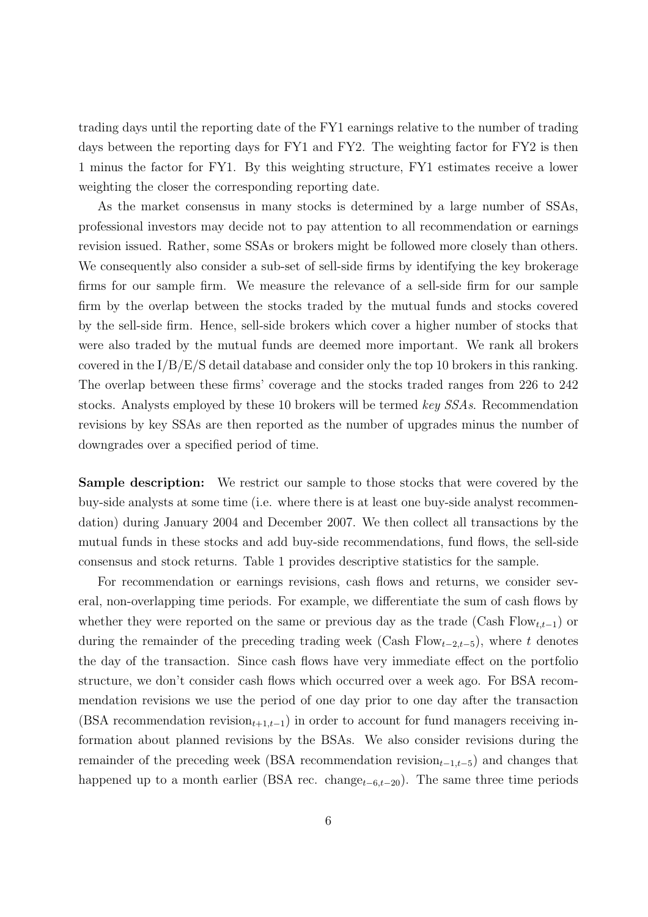trading days until the reporting date of the FY1 earnings relative to the number of trading days between the reporting days for FY1 and FY2. The weighting factor for FY2 is then 1 minus the factor for FY1. By this weighting structure, FY1 estimates receive a lower weighting the closer the corresponding reporting date.

As the market consensus in many stocks is determined by a large number of SSAs, professional investors may decide not to pay attention to all recommendation or earnings revision issued. Rather, some SSAs or brokers might be followed more closely than others. We consequently also consider a sub-set of sell-side firms by identifying the key brokerage firms for our sample firm. We measure the relevance of a sell-side firm for our sample firm by the overlap between the stocks traded by the mutual funds and stocks covered by the sell-side firm. Hence, sell-side brokers which cover a higher number of stocks that were also traded by the mutual funds are deemed more important. We rank all brokers covered in the I/B/E/S detail database and consider only the top 10 brokers in this ranking. The overlap between these firms' coverage and the stocks traded ranges from 226 to 242 stocks. Analysts employed by these 10 brokers will be termed *key SSAs*. Recommendation revisions by key SSAs are then reported as the number of upgrades minus the number of downgrades over a specified period of time.

**Sample description:** We restrict our sample to those stocks that were covered by the buy-side analysts at some time (i.e. where there is at least one buy-side analyst recommendation) during January 2004 and December 2007. We then collect all transactions by the mutual funds in these stocks and add buy-side recommendations, fund flows, the sell-side consensus and stock returns. Table 1 provides descriptive statistics for the sample.

For recommendation or earnings revisions, cash flows and returns, we consider several, non-overlapping time periods. For example, we differentiate the sum of cash flows by whether they were reported on the same or previous day as the trade (Cash $\text{Flow}_{t,t-1}$) or during the remainder of the preceding trading week (Cash $\text{Flow}_{t-2,t-5}$), where $t$ denotes the day of the transaction. Since cash flows have very immediate effect on the portfolio structure, we don't consider cash flows which occurred over a week ago. For BSA recommendation revisions we use the period of one day prior to one day after the transaction (BSA recommendation $\text{revision}_{t+1,t-1}$) in order to account for fund managers receiving information about planned revisions by the BSAs. We also consider revisions during the remainder of the preceding week (BSA recommendation $\text{revision}_{t-1,t-5}$) and changes that happened up to a month earlier (BSA rec. $\text{change}_{t-6,t-20}$). The same three time periods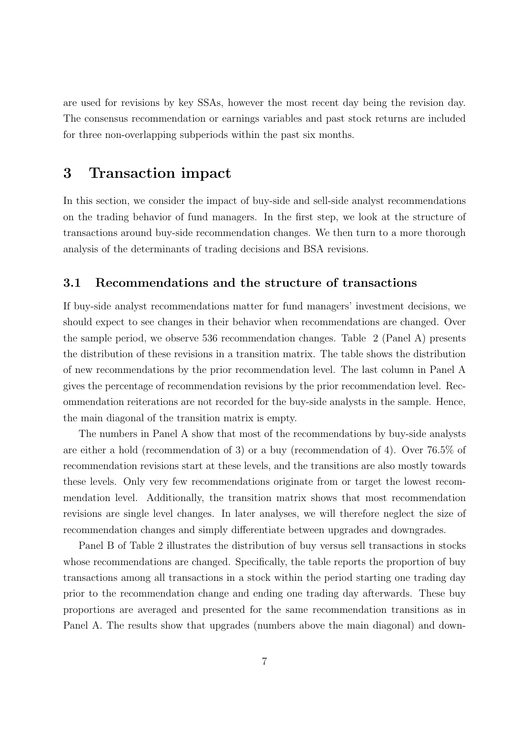are used for revisions by key SSAs, however the most recent day being the revision day. The consensus recommendation or earnings variables and past stock returns are included for three non-overlapping subperiods within the past six months.

# 3 Transaction impact

In this section, we consider the impact of buy-side and sell-side analyst recommendations on the trading behavior of fund managers. In the first step, we look at the structure of transactions around buy-side recommendation changes. We then turn to a more thorough analysis of the determinants of trading decisions and BSA revisions.

## 3.1 Recommendations and the structure of transactions

If buy-side analyst recommendations matter for fund managers' investment decisions, we should expect to see changes in their behavior when recommendations are changed. Over the sample period, we observe 536 recommendation changes. Table 2 (Panel A) presents the distribution of these revisions in a transition matrix. The table shows the distribution of new recommendations by the prior recommendation level. The last column in Panel A gives the percentage of recommendation revisions by the prior recommendation level. Recommendation reiterations are not recorded for the buy-side analysts in the sample. Hence, the main diagonal of the transition matrix is empty.

The numbers in Panel A show that most of the recommendations by buy-side analysts are either a hold (recommendation of 3) or a buy (recommendation of 4). Over 76.5% of recommendation revisions start at these levels, and the transitions are also mostly towards these levels. Only very few recommendations originate from or target the lowest recommendation level. Additionally, the transition matrix shows that most recommendation revisions are single level changes. In later analyses, we will therefore neglect the size of recommendation changes and simply differentiate between upgrades and downgrades.

Panel B of Table 2 illustrates the distribution of buy versus sell transactions in stocks whose recommendations are changed. Specifically, the table reports the proportion of buy transactions among all transactions in a stock within the period starting one trading day prior to the recommendation change and ending one trading day afterwards. These buy proportions are averaged and presented for the same recommendation transitions as in Panel A. The results show that upgrades (numbers above the main diagonal) and down-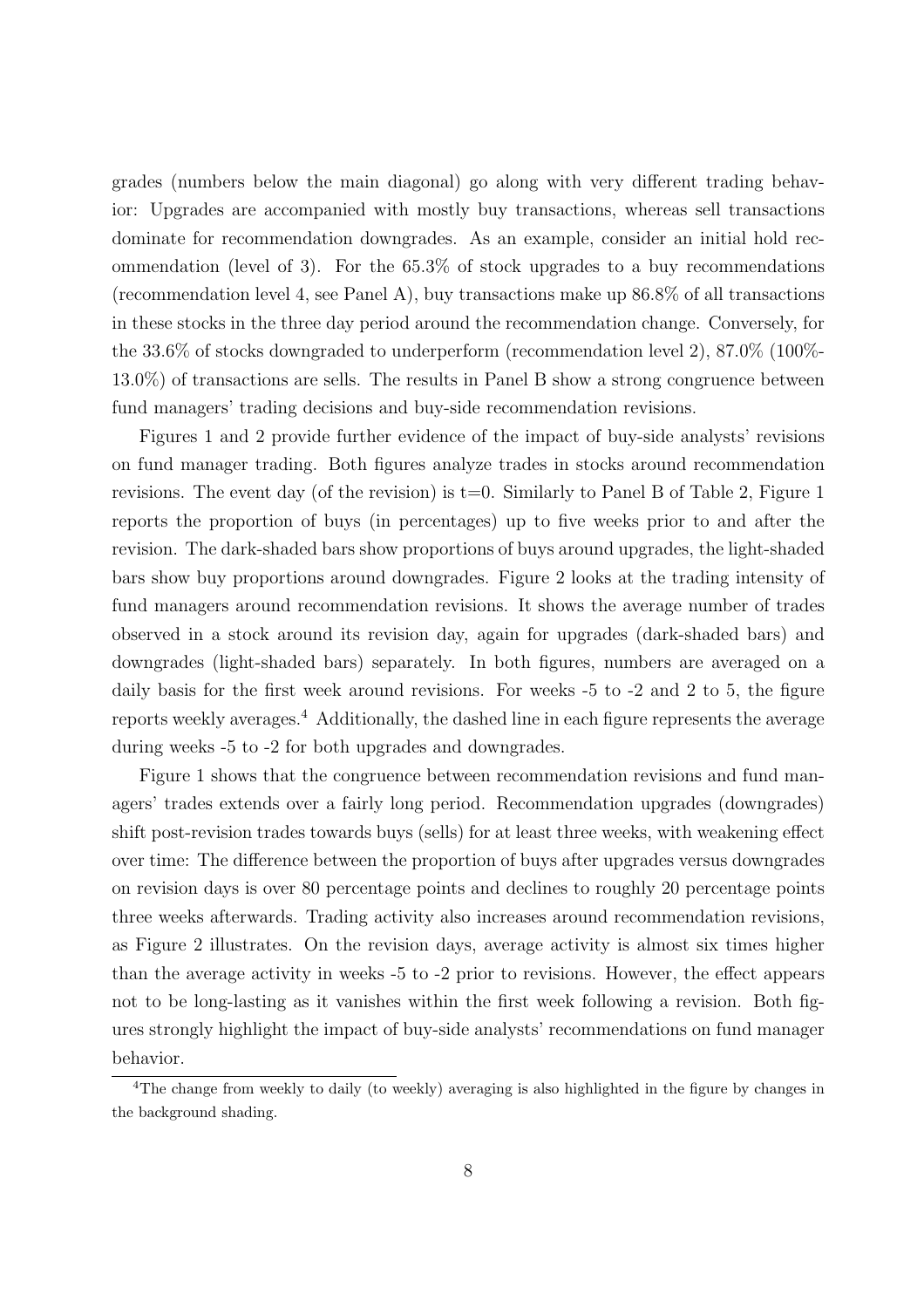grades (numbers below the main diagonal) go along with very different trading behavior: Upgrades are accompanied with mostly buy transactions, whereas sell transactions dominate for recommendation downgrades. As an example, consider an initial hold recommendation (level of 3). For the 65.3% of stock upgrades to a buy recommendations (recommendation level 4, see Panel A), buy transactions make up 86.8% of all transactions in these stocks in the three day period around the recommendation change. Conversely, for the 33.6% of stocks downgraded to underperform (recommendation level 2), 87.0% (100%-13.0%) of transactions are sells. The results in Panel B show a strong congruence between fund managers' trading decisions and buy-side recommendation revisions.

Figures 1 and 2 provide further evidence of the impact of buy-side analysts' revisions on fund manager trading. Both figures analyze trades in stocks around recommendation revisions. The event day (of the revision) is t=0. Similarly to Panel B of Table 2, Figure 1 reports the proportion of buys (in percentages) up to five weeks prior to and after the revision. The dark-shaded bars show proportions of buys around upgrades, the light-shaded bars show buy proportions around downgrades. Figure 2 looks at the trading intensity of fund managers around recommendation revisions. It shows the average number of trades observed in a stock around its revision day, again for upgrades (dark-shaded bars) and downgrades (light-shaded bars) separately. In both figures, numbers are averaged on a daily basis for the first week around revisions. For weeks -5 to -2 and 2 to 5, the figure reports weekly averages.[4] Additionally, the dashed line in each figure represents the average during weeks -5 to -2 for both upgrades and downgrades.

Figure 1 shows that the congruence between recommendation revisions and fund managers' trades extends over a fairly long period. Recommendation upgrades (downgrades) shift post-revision trades towards buys (sells) for at least three weeks, with weakening effect over time: The difference between the proportion of buys after upgrades versus downgrades on revision days is over 80 percentage points and declines to roughly 20 percentage points three weeks afterwards. Trading activity also increases around recommendation revisions, as Figure 2 illustrates. On the revision days, average activity is almost six times higher than the average activity in weeks -5 to -2 prior to revisions. However, the effect appears not to be long-lasting as it vanishes within the first week following a revision. Both figures strongly highlight the impact of buy-side analysts' recommendations on fund manager behavior.

[4] The change from weekly to daily (to weekly) averaging is also highlighted in the figure by changes in the background shading.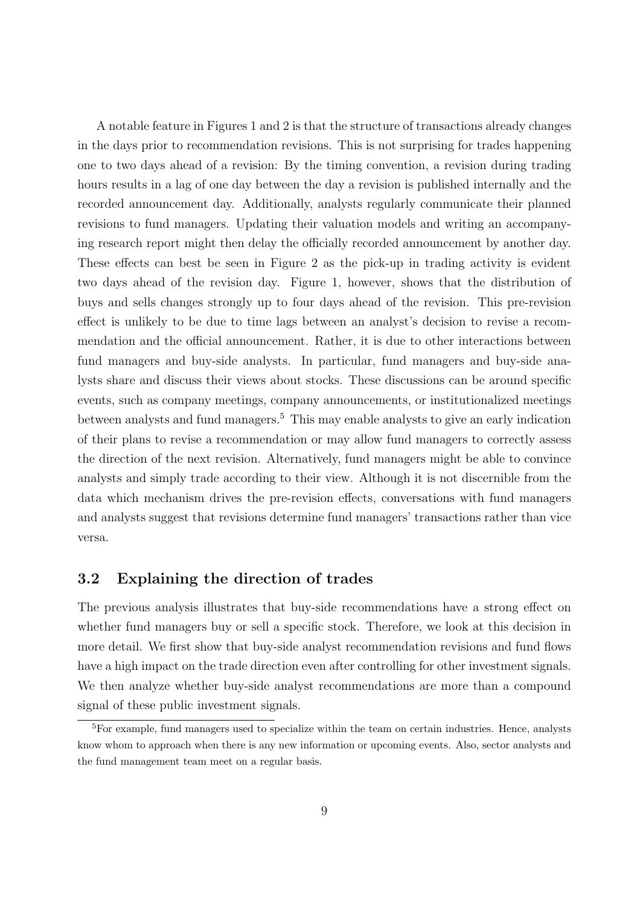A notable feature in Figures 1 and 2 is that the structure of transactions already changes in the days prior to recommendation revisions. This is not surprising for trades happening one to two days ahead of a revision: By the timing convention, a revision during trading hours results in a lag of one day between the day a revision is published internally and the recorded announcement day. Additionally, analysts regularly communicate their planned revisions to fund managers. Updating their valuation models and writing an accompanying research report might then delay the officially recorded announcement by another day. These effects can best be seen in Figure 2 as the pick-up in trading activity is evident two days ahead of the revision day. Figure 1, however, shows that the distribution of buys and sells changes strongly up to four days ahead of the revision. This pre-revision effect is unlikely to be due to time lags between an analyst's decision to revise a recommendation and the official announcement. Rather, it is due to other interactions between fund managers and buy-side analysts. In particular, fund managers and buy-side analysts share and discuss their views about stocks. These discussions can be around specific events, such as company meetings, company announcements, or institutionalized meetings between analysts and fund managers.[5] This may enable analysts to give an early indication of their plans to revise a recommendation or may allow fund managers to correctly assess the direction of the next revision. Alternatively, fund managers might be able to convince analysts and simply trade according to their view. Although it is not discernible from the data which mechanism drives the pre-revision effects, conversations with fund managers and analysts suggest that revisions determine fund managers' transactions rather than vice versa.

## 3.2 Explaining the direction of trades

The previous analysis illustrates that buy-side recommendations have a strong effect on whether fund managers buy or sell a specific stock. Therefore, we look at this decision in more detail. We first show that buy-side analyst recommendation revisions and fund flows have a high impact on the trade direction even after controlling for other investment signals. We then analyze whether buy-side analyst recommendations are more than a compound signal of these public investment signals.

[5] For example, fund managers used to specialize within the team on certain industries. Hence, analysts know whom to approach when there is any new information or upcoming events. Also, sector analysts and the fund management team meet on a regular basis.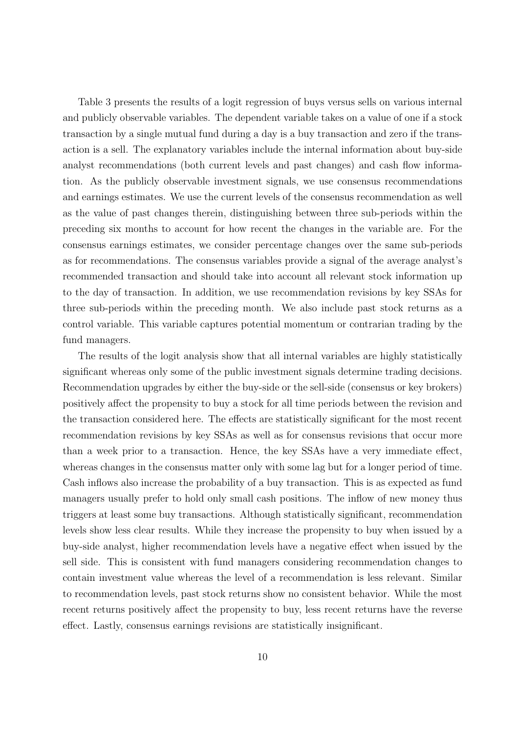Table 3 presents the results of a logit regression of buys versus sells on various internal and publicly observable variables. The dependent variable takes on a value of one if a stock transaction by a single mutual fund during a day is a buy transaction and zero if the transaction is a sell. The explanatory variables include the internal information about buy-side analyst recommendations (both current levels and past changes) and cash flow information. As the publicly observable investment signals, we use consensus recommendations and earnings estimates. We use the current levels of the consensus recommendation as well as the value of past changes therein, distinguishing between three sub-periods within the preceding six months to account for how recent the changes in the variable are. For the consensus earnings estimates, we consider percentage changes over the same sub-periods as for recommendations. The consensus variables provide a signal of the average analyst's recommended transaction and should take into account all relevant stock information up to the day of transaction. In addition, we use recommendation revisions by key SSAs for three sub-periods within the preceding month. We also include past stock returns as a control variable. This variable captures potential momentum or contrarian trading by the fund managers.

The results of the logit analysis show that all internal variables are highly statistically significant whereas only some of the public investment signals determine trading decisions. Recommendation upgrades by either the buy-side or the sell-side (consensus or key brokers) positively affect the propensity to buy a stock for all time periods between the revision and the transaction considered here. The effects are statistically significant for the most recent recommendation revisions by key SSAs as well as for consensus revisions that occur more than a week prior to a transaction. Hence, the key SSAs have a very immediate effect, whereas changes in the consensus matter only with some lag but for a longer period of time. Cash inflows also increase the probability of a buy transaction. This is as expected as fund managers usually prefer to hold only small cash positions. The inflow of new money thus triggers at least some buy transactions. Although statistically significant, recommendation levels show less clear results. While they increase the propensity to buy when issued by a buy-side analyst, higher recommendation levels have a negative effect when issued by the sell side. This is consistent with fund managers considering recommendation changes to contain investment value whereas the level of a recommendation is less relevant. Similar to recommendation levels, past stock returns show no consistent behavior. While the most recent returns positively affect the propensity to buy, less recent returns have the reverse effect. Lastly, consensus earnings revisions are statistically insignificant.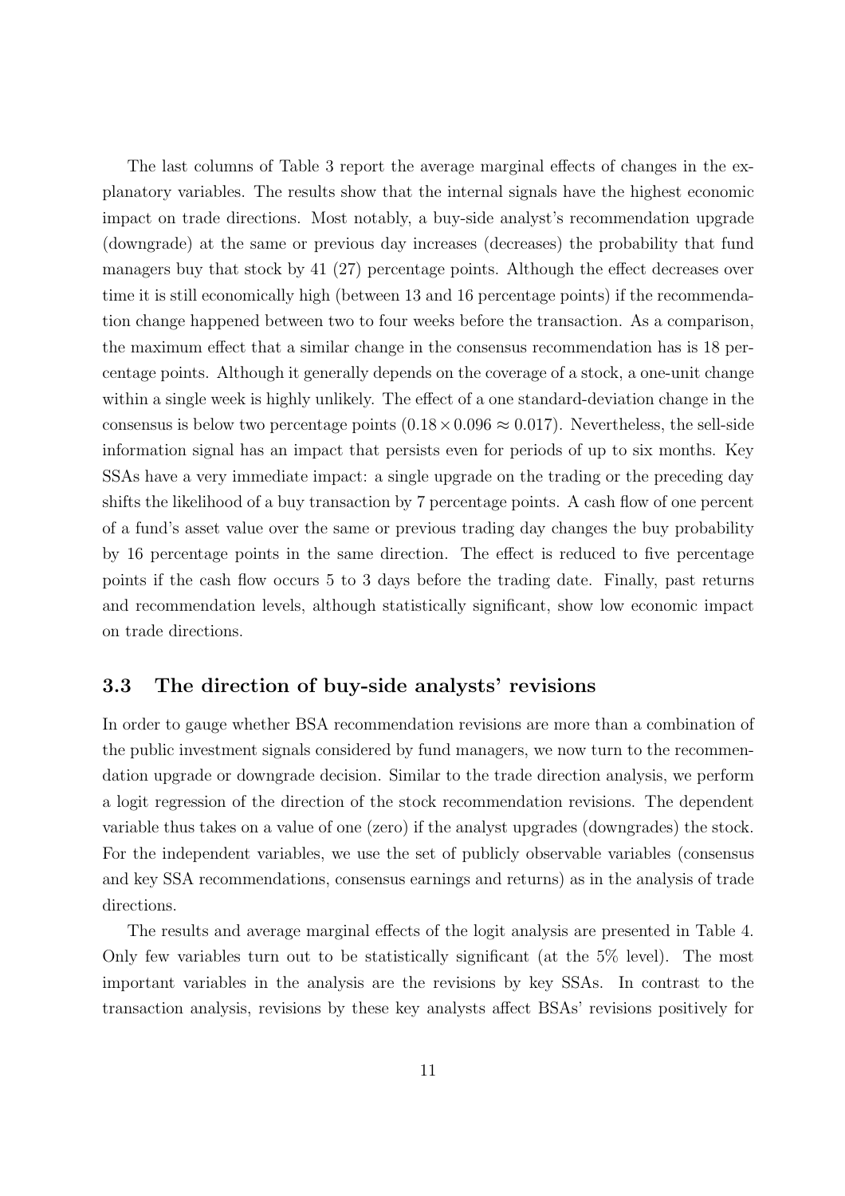The last columns of Table 3 report the average marginal effects of changes in the explanatory variables. The results show that the internal signals have the highest economic impact on trade directions. Most notably, a buy-side analyst's recommendation upgrade (downgrade) at the same or previous day increases (decreases) the probability that fund managers buy that stock by 41 (27) percentage points. Although the effect decreases over time it is still economically high (between 13 and 16 percentage points) if the recommendation change happened between two to four weeks before the transaction. As a comparison, the maximum effect that a similar change in the consensus recommendation has is 18 percentage points. Although it generally depends on the coverage of a stock, a one-unit change within a single week is highly unlikely. The effect of a one standard-deviation change in the consensus is below two percentage points ($0.18 \times 0.096 \approx 0.017$). Nevertheless, the sell-side information signal has an impact that persists even for periods of up to six months. Key SSAs have a very immediate impact: a single upgrade on the trading or the preceding day shifts the likelihood of a buy transaction by 7 percentage points. A cash flow of one percent of a fund's asset value over the same or previous trading day changes the buy probability by 16 percentage points in the same direction. The effect is reduced to five percentage points if the cash flow occurs 5 to 3 days before the trading date. Finally, past returns and recommendation levels, although statistically significant, show low economic impact on trade directions.

### 3.3 The direction of buy-side analysts' revisions

In order to gauge whether BSA recommendation revisions are more than a combination of the public investment signals considered by fund managers, we now turn to the recommendation upgrade or downgrade decision. Similar to the trade direction analysis, we perform a logit regression of the direction of the stock recommendation revisions. The dependent variable thus takes on a value of one (zero) if the analyst upgrades (downgrades) the stock. For the independent variables, we use the set of publicly observable variables (consensus and key SSA recommendations, consensus earnings and returns) as in the analysis of trade directions.

The results and average marginal effects of the logit analysis are presented in Table 4. Only few variables turn out to be statistically significant (at the 5% level). The most important variables in the analysis are the revisions by key SSAs. In contrast to the transaction analysis, revisions by these key analysts affect BSAs' revisions positively for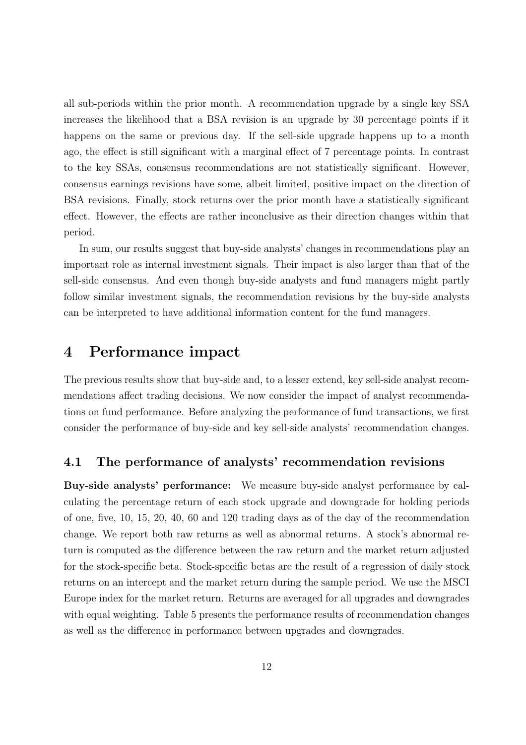all sub-periods within the prior month. A recommendation upgrade by a single key SSA increases the likelihood that a BSA revision is an upgrade by 30 percentage points if it happens on the same or previous day. If the sell-side upgrade happens up to a month ago, the effect is still significant with a marginal effect of 7 percentage points. In contrast to the key SSAs, consensus recommendations are not statistically significant. However, consensus earnings revisions have some, albeit limited, positive impact on the direction of BSA revisions. Finally, stock returns over the prior month have a statistically significant effect. However, the effects are rather inconclusive as their direction changes within that period.

In sum, our results suggest that buy-side analysts' changes in recommendations play an important role as internal investment signals. Their impact is also larger than that of the sell-side consensus. And even though buy-side analysts and fund managers might partly follow similar investment signals, the recommendation revisions by the buy-side analysts can be interpreted to have additional information content for the fund managers.

# 4 Performance impact

The previous results show that buy-side and, to a lesser extend, key sell-side analyst recommendations affect trading decisions. We now consider the impact of analyst recommendations on fund performance. Before analyzing the performance of fund transactions, we first consider the performance of buy-side and key sell-side analysts' recommendation changes.

## 4.1 The performance of analysts' recommendation revisions

**Buy-side analysts' performance:** We measure buy-side analyst performance by calculating the percentage return of each stock upgrade and downgrade for holding periods of one, five, 10, 15, 20, 40, 60 and 120 trading days as of the day of the recommendation change. We report both raw returns as well as abnormal returns. A stock's abnormal return is computed as the difference between the raw return and the market return adjusted for the stock-specific beta. Stock-specific betas are the result of a regression of daily stock returns on an intercept and the market return during the sample period. We use the MSCI Europe index for the market return. Returns are averaged for all upgrades and downgrades with equal weighting. Table 5 presents the performance results of recommendation changes as well as the difference in performance between upgrades and downgrades.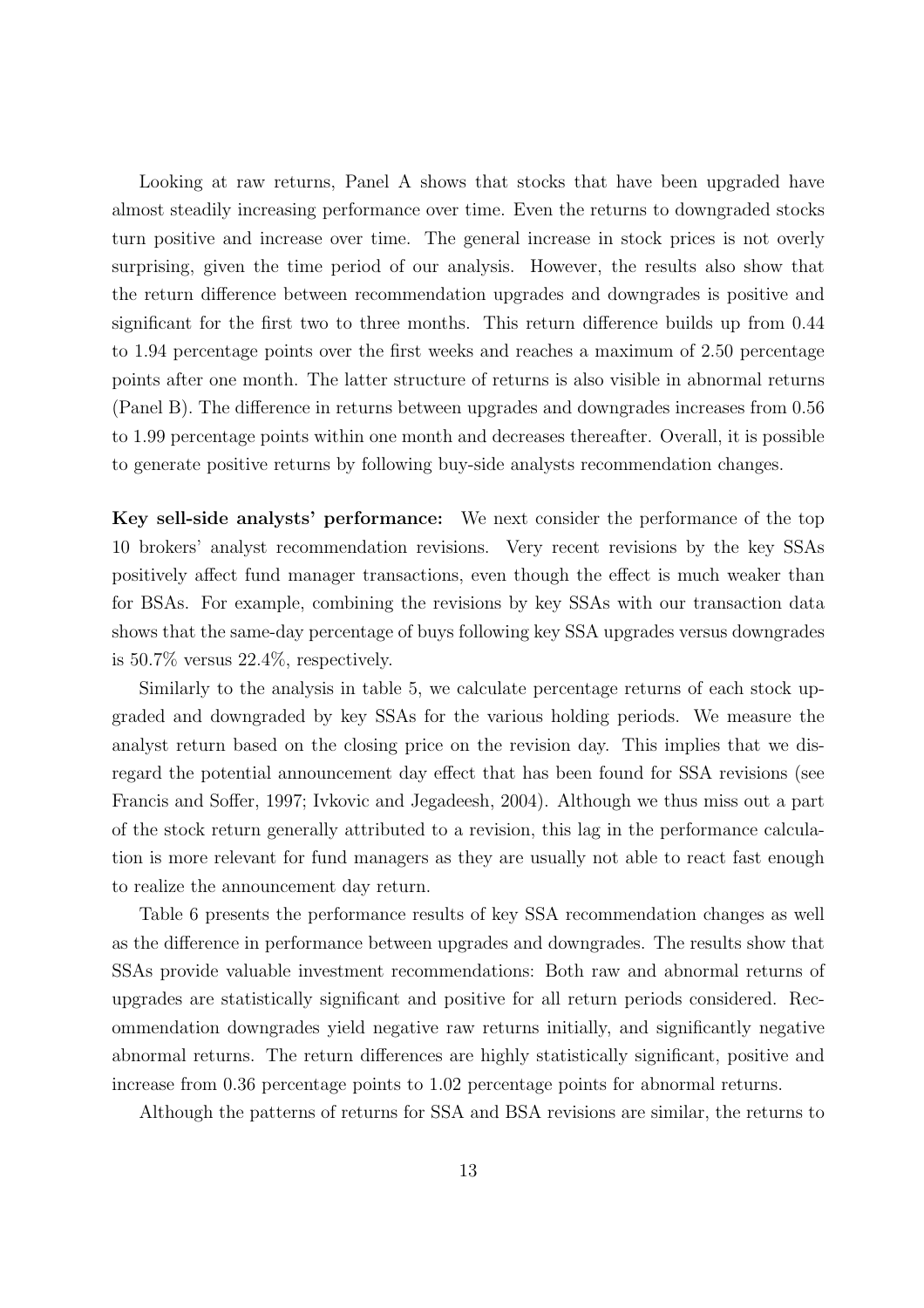Looking at raw returns, Panel A shows that stocks that have been upgraded have almost steadily increasing performance over time. Even the returns to downgraded stocks turn positive and increase over time. The general increase in stock prices is not overly surprising, given the time period of our analysis. However, the results also show that the return difference between recommendation upgrades and downgrades is positive and significant for the first two to three months. This return difference builds up from 0.44 to 1.94 percentage points over the first weeks and reaches a maximum of 2.50 percentage points after one month. The latter structure of returns is also visible in abnormal returns (Panel B). The difference in returns between upgrades and downgrades increases from 0.56 to 1.99 percentage points within one month and decreases thereafter. Overall, it is possible to generate positive returns by following buy-side analysts recommendation changes.

**Key sell-side analysts' performance:** We next consider the performance of the top 10 brokers' analyst recommendation revisions. Very recent revisions by the key SSAs positively affect fund manager transactions, even though the effect is much weaker than for BSAs. For example, combining the revisions by key SSAs with our transaction data shows that the same-day percentage of buys following key SSA upgrades versus downgrades is 50.7% versus 22.4%, respectively.

Similarly to the analysis in table 5, we calculate percentage returns of each stock upgraded and downgraded by key SSAs for the various holding periods. We measure the analyst return based on the closing price on the revision day. This implies that we disregard the potential announcement day effect that has been found for SSA revisions (see Francis and Soffer, 1997; Ivkovic and Jegadeesh, 2004). Although we thus miss out a part of the stock return generally attributed to a revision, this lag in the performance calculation is more relevant for fund managers as they are usually not able to react fast enough to realize the announcement day return.

Table 6 presents the performance results of key SSA recommendation changes as well as the difference in performance between upgrades and downgrades. The results show that SSAs provide valuable investment recommendations: Both raw and abnormal returns of upgrades are statistically significant and positive for all return periods considered. Recommendation downgrades yield negative raw returns initially, and significantly negative abnormal returns. The return differences are highly statistically significant, positive and increase from 0.36 percentage points to 1.02 percentage points for abnormal returns.

Although the patterns of returns for SSA and BSA revisions are similar, the returns to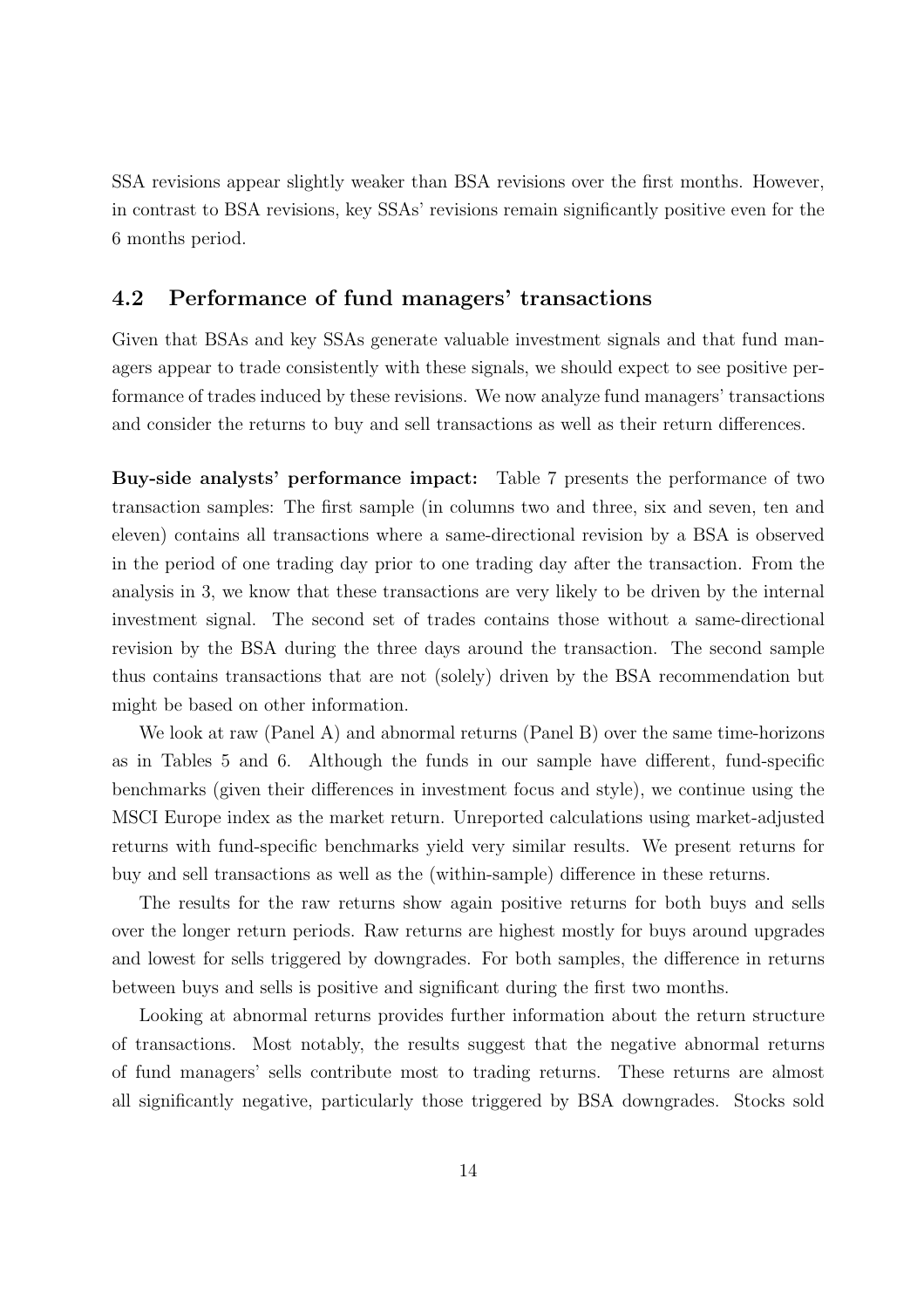SSA revisions appear slightly weaker than BSA revisions over the first months. However, in contrast to BSA revisions, key SSAs' revisions remain significantly positive even for the 6 months period.

## 4.2 Performance of fund managers' transactions

Given that BSAs and key SSAs generate valuable investment signals and that fund managers appear to trade consistently with these signals, we should expect to see positive performance of trades induced by these revisions. We now analyze fund managers' transactions and consider the returns to buy and sell transactions as well as their return differences.

**Buy-side analysts' performance impact:** Table 7 presents the performance of two transaction samples: The first sample (in columns two and three, six and seven, ten and eleven) contains all transactions where a same-directional revision by a BSA is observed in the period of one trading day prior to one trading day after the transaction. From the analysis in 3, we know that these transactions are very likely to be driven by the internal investment signal. The second set of trades contains those without a same-directional revision by the BSA during the three days around the transaction. The second sample thus contains transactions that are not (solely) driven by the BSA recommendation but might be based on other information.

We look at raw (Panel A) and abnormal returns (Panel B) over the same time-horizons as in Tables 5 and 6. Although the funds in our sample have different, fund-specific benchmarks (given their differences in investment focus and style), we continue using the MSCI Europe index as the market return. Unreported calculations using market-adjusted returns with fund-specific benchmarks yield very similar results. We present returns for buy and sell transactions as well as the (within-sample) difference in these returns.

The results for the raw returns show again positive returns for both buys and sells over the longer return periods. Raw returns are highest mostly for buys around upgrades and lowest for sells triggered by downgrades. For both samples, the difference in returns between buys and sells is positive and significant during the first two months.

Looking at abnormal returns provides further information about the return structure of transactions. Most notably, the results suggest that the negative abnormal returns of fund managers' sells contribute most to trading returns. These returns are almost all significantly negative, particularly those triggered by BSA downgrades. Stocks sold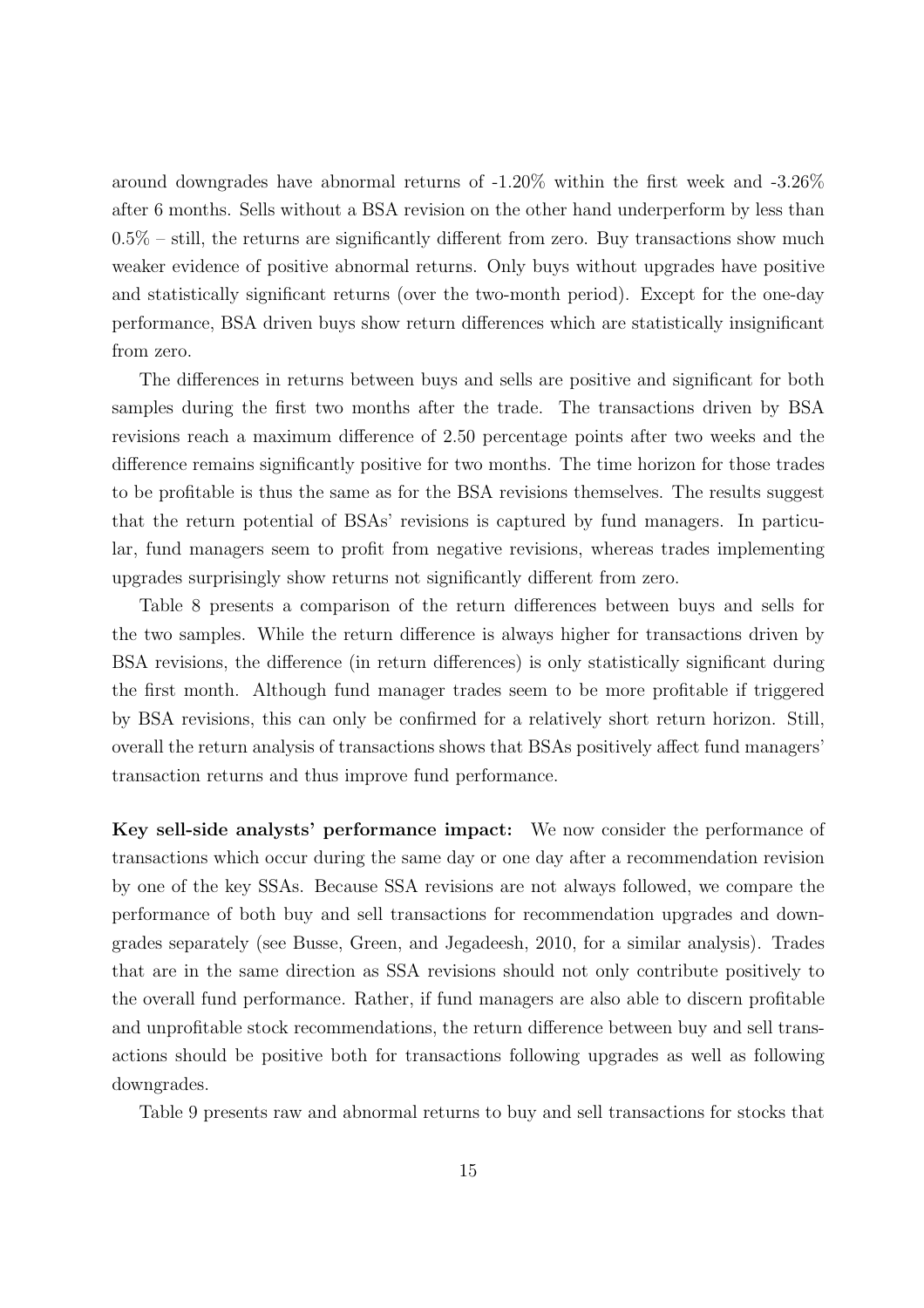around downgrades have abnormal returns of -1.20% within the first week and -3.26% after 6 months. Sells without a BSA revision on the other hand underperform by less than 0.5% – still, the returns are significantly different from zero. Buy transactions show much weaker evidence of positive abnormal returns. Only buys without upgrades have positive and statistically significant returns (over the two-month period). Except for the one-day performance, BSA driven buys show return differences which are statistically insignificant from zero.

The differences in returns between buys and sells are positive and significant for both samples during the first two months after the trade. The transactions driven by BSA revisions reach a maximum difference of 2.50 percentage points after two weeks and the difference remains significantly positive for two months. The time horizon for those trades to be profitable is thus the same as for the BSA revisions themselves. The results suggest that the return potential of BSAs' revisions is captured by fund managers. In particular, fund managers seem to profit from negative revisions, whereas trades implementing upgrades surprisingly show returns not significantly different from zero.

Table 8 presents a comparison of the return differences between buys and sells for the two samples. While the return difference is always higher for transactions driven by BSA revisions, the difference (in return differences) is only statistically significant during the first month. Although fund manager trades seem to be more profitable if triggered by BSA revisions, this can only be confirmed for a relatively short return horizon. Still, overall the return analysis of transactions shows that BSAs positively affect fund managers' transaction returns and thus improve fund performance.

**Key sell-side analysts' performance impact:** We now consider the performance of transactions which occur during the same day or one day after a recommendation revision by one of the key SSAs. Because SSA revisions are not always followed, we compare the performance of both buy and sell transactions for recommendation upgrades and downgrades separately (see Busse, Green, and Jegadeesh, 2010, for a similar analysis). Trades that are in the same direction as SSA revisions should not only contribute positively to the overall fund performance. Rather, if fund managers are also able to discern profitable and unprofitable stock recommendations, the return difference between buy and sell transactions should be positive both for transactions following upgrades as well as following downgrades.

Table 9 presents raw and abnormal returns to buy and sell transactions for stocks that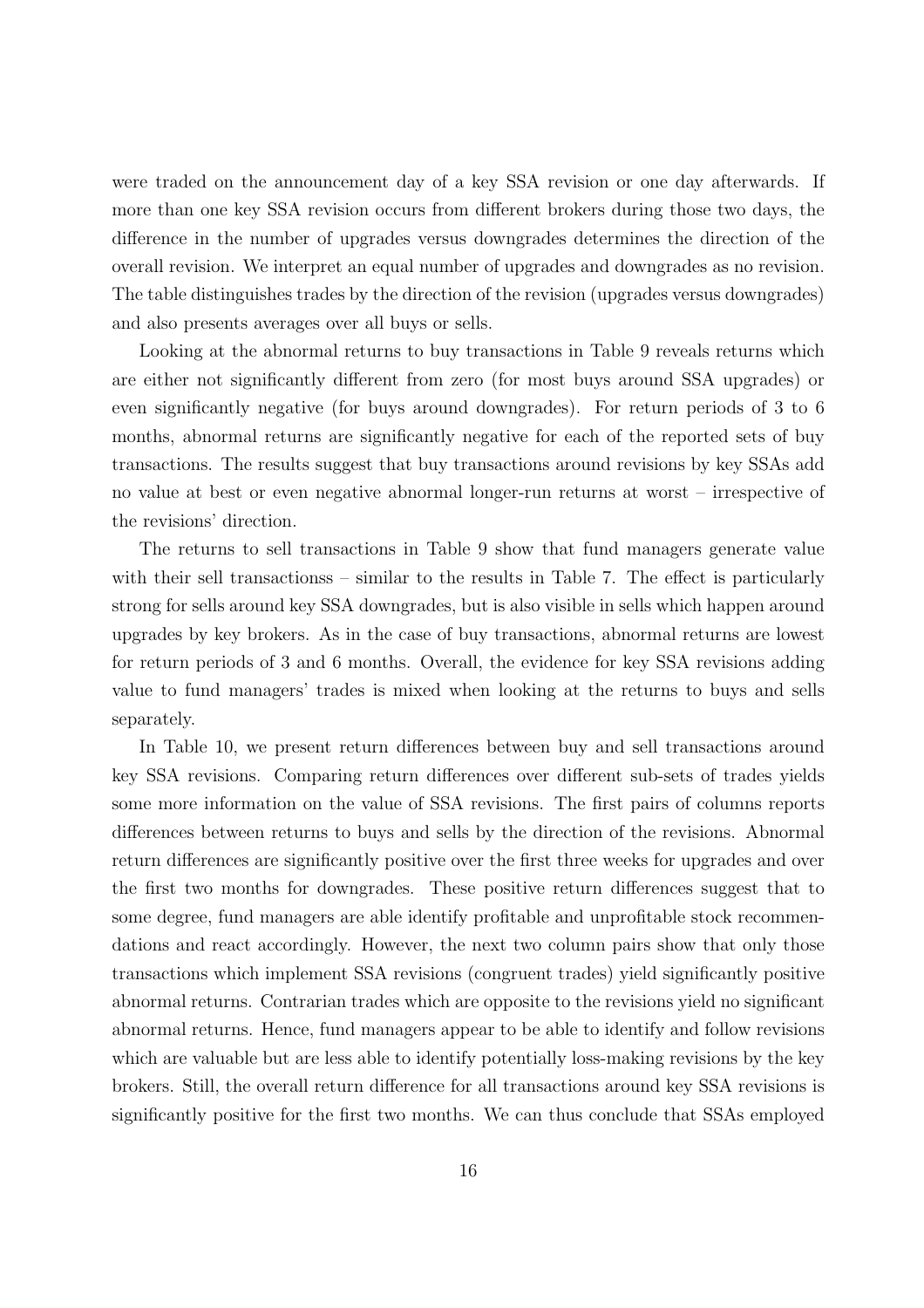were traded on the announcement day of a key SSA revision or one day afterwards. If more than one key SSA revision occurs from different brokers during those two days, the difference in the number of upgrades versus downgrades determines the direction of the overall revision. We interpret an equal number of upgrades and downgrades as no revision. The table distinguishes trades by the direction of the revision (upgrades versus downgrades) and also presents averages over all buys or sells.

Looking at the abnormal returns to buy transactions in Table 9 reveals returns which are either not significantly different from zero (for most buys around SSA upgrades) or even significantly negative (for buys around downgrades). For return periods of 3 to 6 months, abnormal returns are significantly negative for each of the reported sets of buy transactions. The results suggest that buy transactions around revisions by key SSAs add no value at best or even negative abnormal longer-run returns at worst – irrespective of the revisions' direction.

The returns to sell transactions in Table 9 show that fund managers generate value with their sell transactionss – similar to the results in Table 7. The effect is particularly strong for sells around key SSA downgrades, but is also visible in sells which happen around upgrades by key brokers. As in the case of buy transactions, abnormal returns are lowest for return periods of 3 and 6 months. Overall, the evidence for key SSA revisions adding value to fund managers' trades is mixed when looking at the returns to buys and sells separately.

In Table 10, we present return differences between buy and sell transactions around key SSA revisions. Comparing return differences over different sub-sets of trades yields some more information on the value of SSA revisions. The first pairs of columns reports differences between returns to buys and sells by the direction of the revisions. Abnormal return differences are significantly positive over the first three weeks for upgrades and over the first two months for downgrades. These positive return differences suggest that to some degree, fund managers are able identify profitable and unprofitable stock recommendations and react accordingly. However, the next two column pairs show that only those transactions which implement SSA revisions (congruent trades) yield significantly positive abnormal returns. Contrarian trades which are opposite to the revisions yield no significant abnormal returns. Hence, fund managers appear to be able to identify and follow revisions which are valuable but are less able to identify potentially loss-making revisions by the key brokers. Still, the overall return difference for all transactions around key SSA revisions is significantly positive for the first two months. We can thus conclude that SSAs employed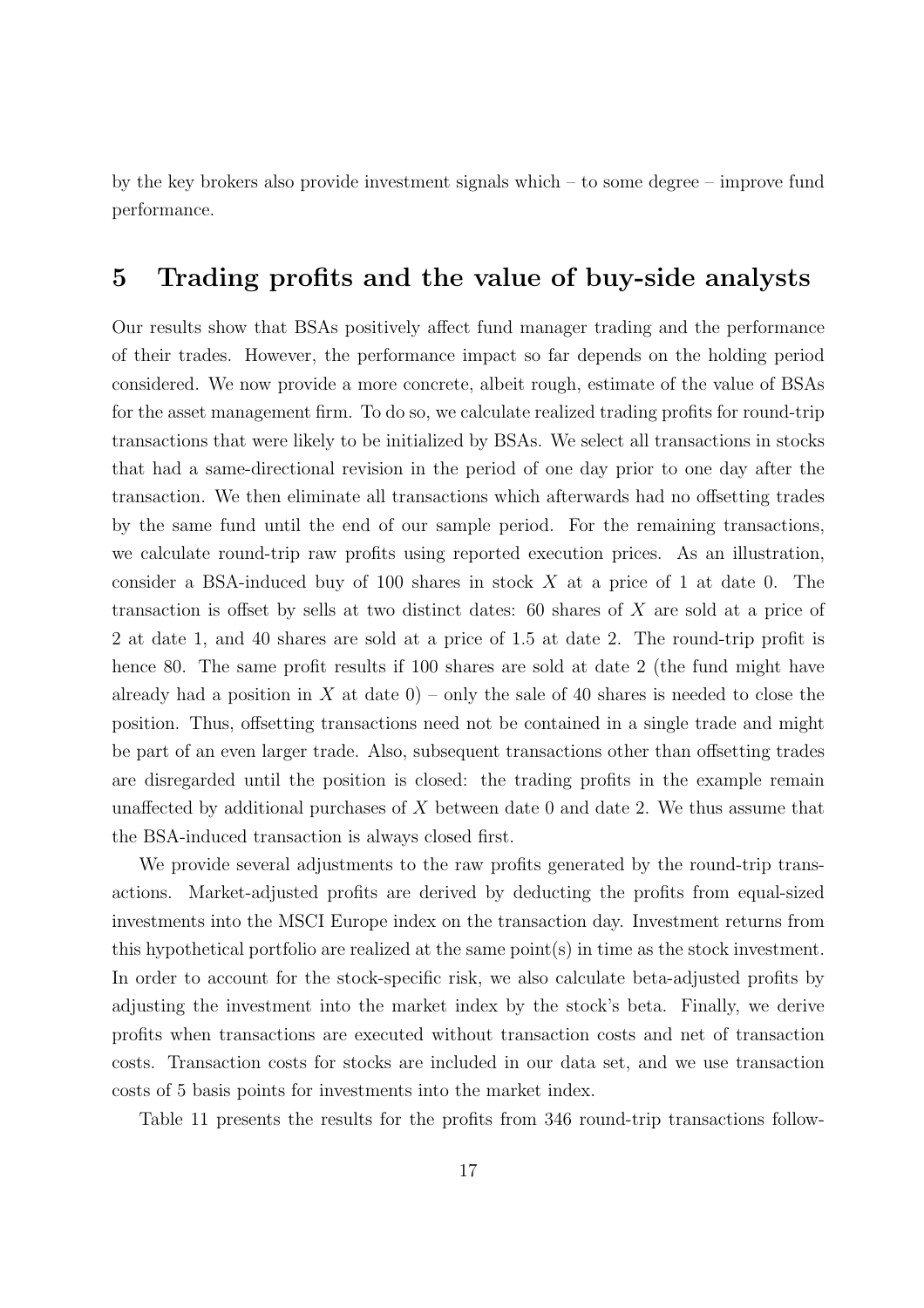by the key brokers also provide investment signals which – to some degree – improve fund performance.

# 5 Trading profits and the value of buy-side analysts

Our results show that BSAs positively affect fund manager trading and the performance of their trades. However, the performance impact so far depends on the holding period considered. We now provide a more concrete, albeit rough, estimate of the value of BSAs for the asset management firm. To do so, we calculate realized trading profits for round-trip transactions that were likely to be initialized by BSAs. We select all transactions in stocks that had a same-directional revision in the period of one day prior to one day after the transaction. We then eliminate all transactions which afterwards had no offsetting trades by the same fund until the end of our sample period. For the remaining transactions, we calculate round-trip raw profits using reported execution prices. As an illustration, consider a BSA-induced buy of 100 shares in stock $X$ at a price of 1 at date 0. The transaction is offset by sells at two distinct dates: 60 shares of $X$ are sold at a price of 2 at date 1, and 40 shares are sold at a price of 1.5 at date 2. The round-trip profit is hence 80. The same profit results if 100 shares are sold at date 2 (the fund might have already had a position in $X$ at date 0) – only the sale of 40 shares is needed to close the position. Thus, offsetting transactions need not be contained in a single trade and might be part of an even larger trade. Also, subsequent transactions other than offsetting trades are disregarded until the position is closed: the trading profits in the example remain unaffected by additional purchases of $X$ between date 0 and date 2. We thus assume that the BSA-induced transaction is always closed first.

We provide several adjustments to the raw profits generated by the round-trip transactions. Market-adjusted profits are derived by deducting the profits from equal-sized investments into the MSCI Europe index on the transaction day. Investment returns from this hypothetical portfolio are realized at the same point(s) in time as the stock investment. In order to account for the stock-specific risk, we also calculate beta-adjusted profits by adjusting the investment into the market index by the stock's beta. Finally, we derive profits when transactions are executed without transaction costs and net of transaction costs. Transaction costs for stocks are included in our data set, and we use transaction costs of 5 basis points for investments into the market index.

Table 11 presents the results for the profits from 346 round-trip transactions follow-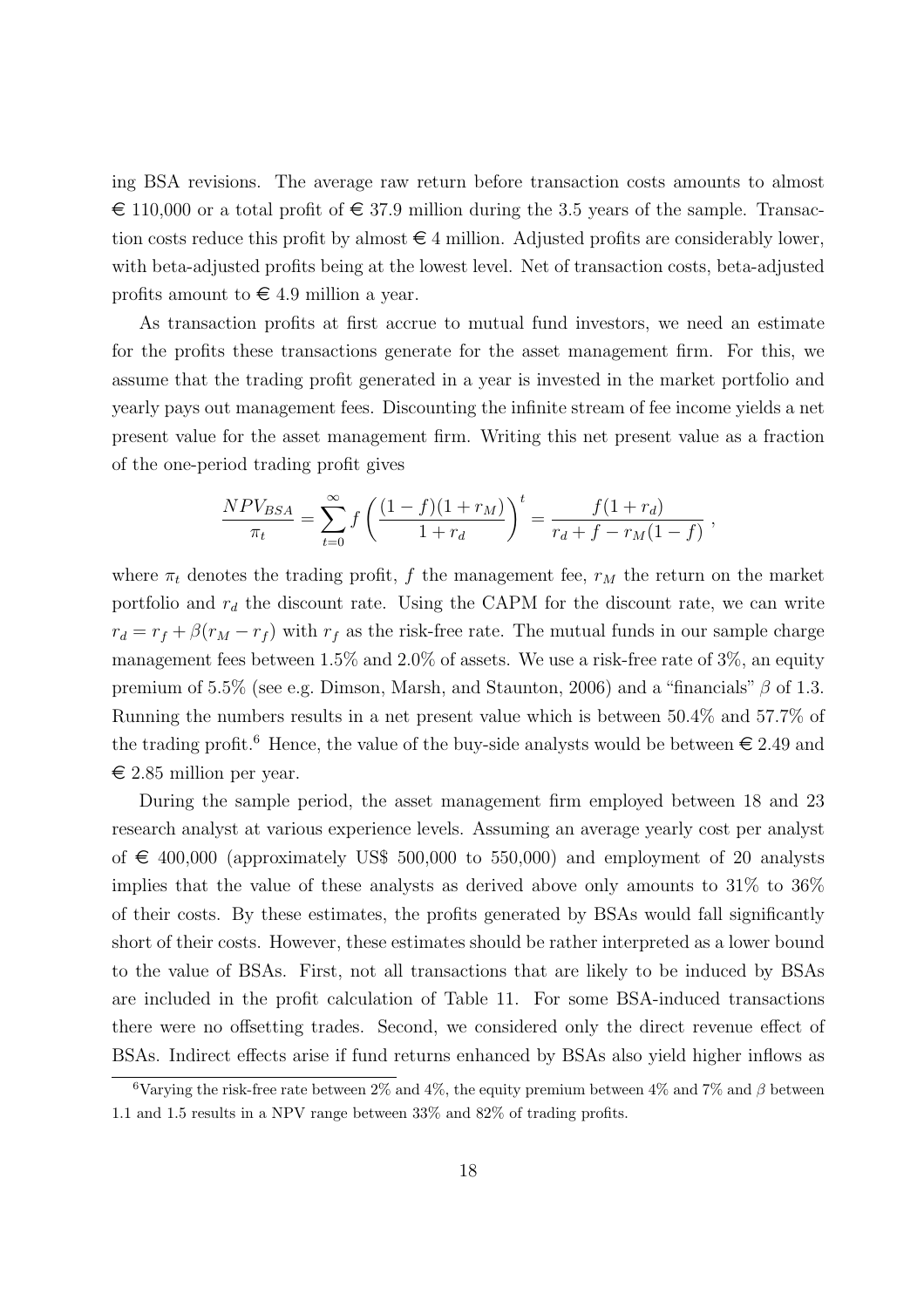ing BSA revisions. The average raw return before transaction costs amounts to almost € 110,000 or a total profit of € 37.9 million during the 3.5 years of the sample. Transaction costs reduce this profit by almost € 4 million. Adjusted profits are considerably lower, with beta-adjusted profits being at the lowest level. Net of transaction costs, beta-adjusted profits amount to € 4.9 million a year.

As transaction profits at first accrue to mutual fund investors, we need an estimate for the profits these transactions generate for the asset management firm. For this, we assume that the trading profit generated in a year is invested in the market portfolio and yearly pays out management fees. Discounting the infinite stream of fee income yields a net present value for the asset management firm. Writing this net present value as a fraction of the one-period trading profit gives

$$\frac{NPV_{BSA}}{\pi_t} = \sum_{t=0}^{\infty} f \left( \frac{(1-f)(1+r_M)}{1+r_d} \right)^t = \frac{f(1+r_d)}{r_d + f - r_M(1-f)} ,$$

where $\pi_t$ denotes the trading profit, $f$ the management fee, $r_M$ the return on the market portfolio and $r_d$ the discount rate. Using the CAPM for the discount rate, we can write $r_d = r_f + \beta(r_M - r_f)$ with $r_f$ as the risk-free rate. The mutual funds in our sample charge management fees between 1.5% and 2.0% of assets. We use a risk-free rate of 3%, an equity premium of 5.5% (see e.g. Dimson, Marsh, and Staunton, 2006) and a "financials" $\beta$ of 1.3. Running the numbers results in a net present value which is between 50.4% and 57.7% of the trading profit.[6] Hence, the value of the buy-side analysts would be between € 2.49 and € 2.85 million per year.

During the sample period, the asset management firm employed between 18 and 23 research analyst at various experience levels. Assuming an average yearly cost per analyst of € 400,000 (approximately US$ 500,000 to 550,000) and employment of 20 analysts implies that the value of these analysts as derived above only amounts to 31% to 36% of their costs. By these estimates, the profits generated by BSAs would fall significantly short of their costs. However, these estimates should be rather interpreted as a lower bound to the value of BSAs. First, not all transactions that are likely to be induced by BSAs are included in the profit calculation of Table 11. For some BSA-induced transactions there were no offsetting trades. Second, we considered only the direct revenue effect of BSAs. Indirect effects arise if fund returns enhanced by BSAs also yield higher inflows as

[6] Varying the risk-free rate between 2% and 4%, the equity premium between 4% and 7% and $\beta$ between 1.1 and 1.5 results in a NPV range between 33% and 82% of trading profits.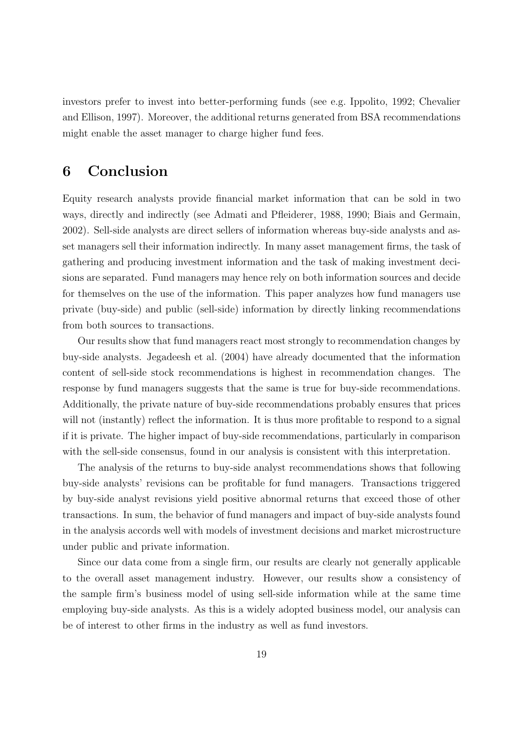investors prefer to invest into better-performing funds (see e.g. Ippolito, 1992; Chevalier and Ellison, 1997). Moreover, the additional returns generated from BSA recommendations might enable the asset manager to charge higher fund fees.

# 6 Conclusion

Equity research analysts provide financial market information that can be sold in two ways, directly and indirectly (see Admati and Pfleiderer, 1988, 1990; Biais and Germain, 2002). Sell-side analysts are direct sellers of information whereas buy-side analysts and asset managers sell their information indirectly. In many asset management firms, the task of gathering and producing investment information and the task of making investment decisions are separated. Fund managers may hence rely on both information sources and decide for themselves on the use of the information. This paper analyzes how fund managers use private (buy-side) and public (sell-side) information by directly linking recommendations from both sources to transactions.

Our results show that fund managers react most strongly to recommendation changes by buy-side analysts. Jegadeesh et al. (2004) have already documented that the information content of sell-side stock recommendations is highest in recommendation changes. The response by fund managers suggests that the same is true for buy-side recommendations. Additionally, the private nature of buy-side recommendations probably ensures that prices will not (instantly) reflect the information. It is thus more profitable to respond to a signal if it is private. The higher impact of buy-side recommendations, particularly in comparison with the sell-side consensus, found in our analysis is consistent with this interpretation.

The analysis of the returns to buy-side analyst recommendations shows that following buy-side analysts' revisions can be profitable for fund managers. Transactions triggered by buy-side analyst revisions yield positive abnormal returns that exceed those of other transactions. In sum, the behavior of fund managers and impact of buy-side analysts found in the analysis accords well with models of investment decisions and market microstructure under public and private information.

Since our data come from a single firm, our results are clearly not generally applicable to the overall asset management industry. However, our results show a consistency of the sample firm's business model of using sell-side information while at the same time employing buy-side analysts. As this is a widely adopted business model, our analysis can be of interest to other firms in the industry as well as fund investors.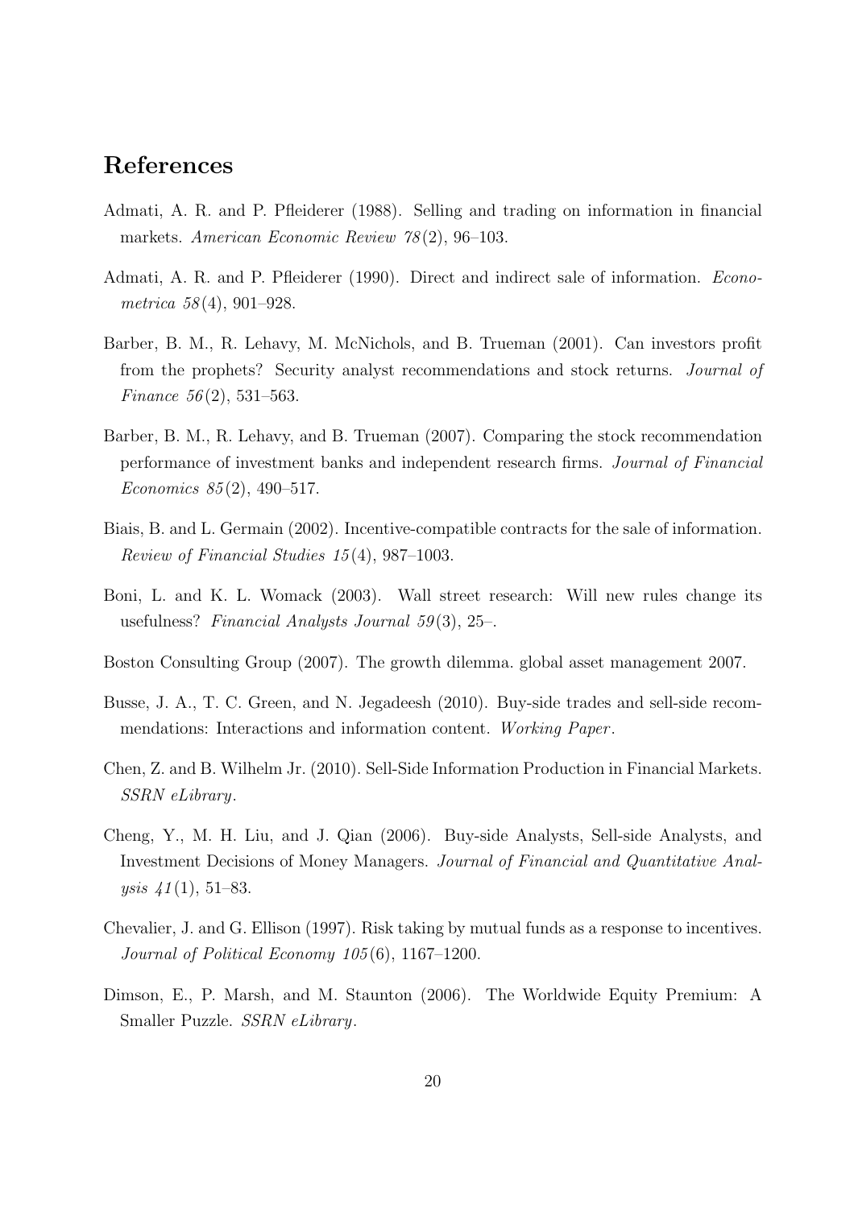# References

Admati, A. R. and P. Pfleiderer (1988). Selling and trading on information in financial markets. *American Economic Review 78*(2), 96–103.

Admati, A. R. and P. Pfleiderer (1990). Direct and indirect sale of information. *Econometrica 58*(4), 901–928.

Barber, B. M., R. Lehavy, M. McNichols, and B. Trueman (2001). Can investors profit from the prophets? Security analyst recommendations and stock returns. *Journal of Finance 56*(2), 531–563.

Barber, B. M., R. Lehavy, and B. Trueman (2007). Comparing the stock recommendation performance of investment banks and independent research firms. *Journal of Financial Economics 85*(2), 490–517.

Biais, B. and L. Germain (2002). Incentive-compatible contracts for the sale of information. *Review of Financial Studies 15*(4), 987–1003.

Boni, L. and K. L. Womack (2003). Wall street research: Will new rules change its usefulness? *Financial Analysts Journal 59*(3), 25–.

Boston Consulting Group (2007). The growth dilemma. global asset management 2007.

Busse, J. A., T. C. Green, and N. Jegadeesh (2010). Buy-side trades and sell-side recommendations: Interactions and information content. *Working Paper*.

Chen, Z. and B. Wilhelm Jr. (2010). Sell-Side Information Production in Financial Markets. *SSRN eLibrary*.

Cheng, Y., M. H. Liu, and J. Qian (2006). Buy-side Analysts, Sell-side Analysts, and Investment Decisions of Money Managers. *Journal of Financial and Quantitative Analysis 41*(1), 51–83.

Chevalier, J. and G. Ellison (1997). Risk taking by mutual funds as a response to incentives. *Journal of Political Economy 105*(6), 1167–1200.

Dimson, E., P. Marsh, and M. Staunton (2006). The Worldwide Equity Premium: A Smaller Puzzle. *SSRN eLibrary*.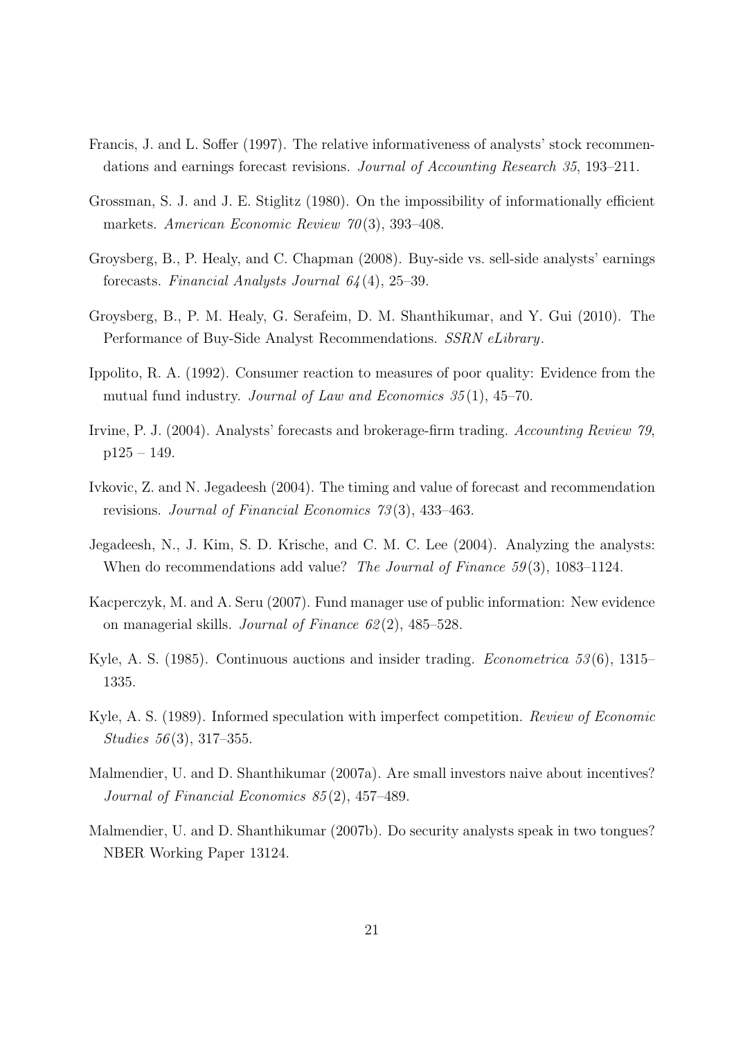Francis, J. and L. Soffer (1997). The relative informativeness of analysts' stock recommendations and earnings forecast revisions. *Journal of Accounting Research 35*, 193–211.

Grossman, S. J. and J. E. Stiglitz (1980). On the impossibility of informationally efficient markets. *American Economic Review 70*(3), 393–408.

Groysberg, B., P. Healy, and C. Chapman (2008). Buy-side vs. sell-side analysts' earnings forecasts. *Financial Analysts Journal 64*(4), 25–39.

Groysberg, B., P. M. Healy, G. Serafeim, D. M. Shanthikumar, and Y. Gui (2010). The Performance of Buy-Side Analyst Recommendations. *SSRN eLibrary*.

Ippolito, R. A. (1992). Consumer reaction to measures of poor quality: Evidence from the mutual fund industry. *Journal of Law and Economics 35*(1), 45–70.

Irvine, P. J. (2004). Analysts' forecasts and brokerage-firm trading. *Accounting Review 79*, p125 – 149.

Ivkovic, Z. and N. Jegadeesh (2004). The timing and value of forecast and recommendation revisions. *Journal of Financial Economics 73*(3), 433–463.

Jegadeesh, N., J. Kim, S. D. Krische, and C. M. C. Lee (2004). Analyzing the analysts: When do recommendations add value? *The Journal of Finance 59*(3), 1083–1124.

Kacperczyk, M. and A. Seru (2007). Fund manager use of public information: New evidence on managerial skills. *Journal of Finance 62*(2), 485–528.

Kyle, A. S. (1985). Continuous auctions and insider trading. *Econometrica 53*(6), 1315–1335.

Kyle, A. S. (1989). Informed speculation with imperfect competition. *Review of Economic Studies 56*(3), 317–355.

Malmendier, U. and D. Shanthikumar (2007a). Are small investors naive about incentives? *Journal of Financial Economics 85*(2), 457–489.

Malmendier, U. and D. Shanthikumar (2007b). Do security analysts speak in two tongues? NBER Working Paper 13124.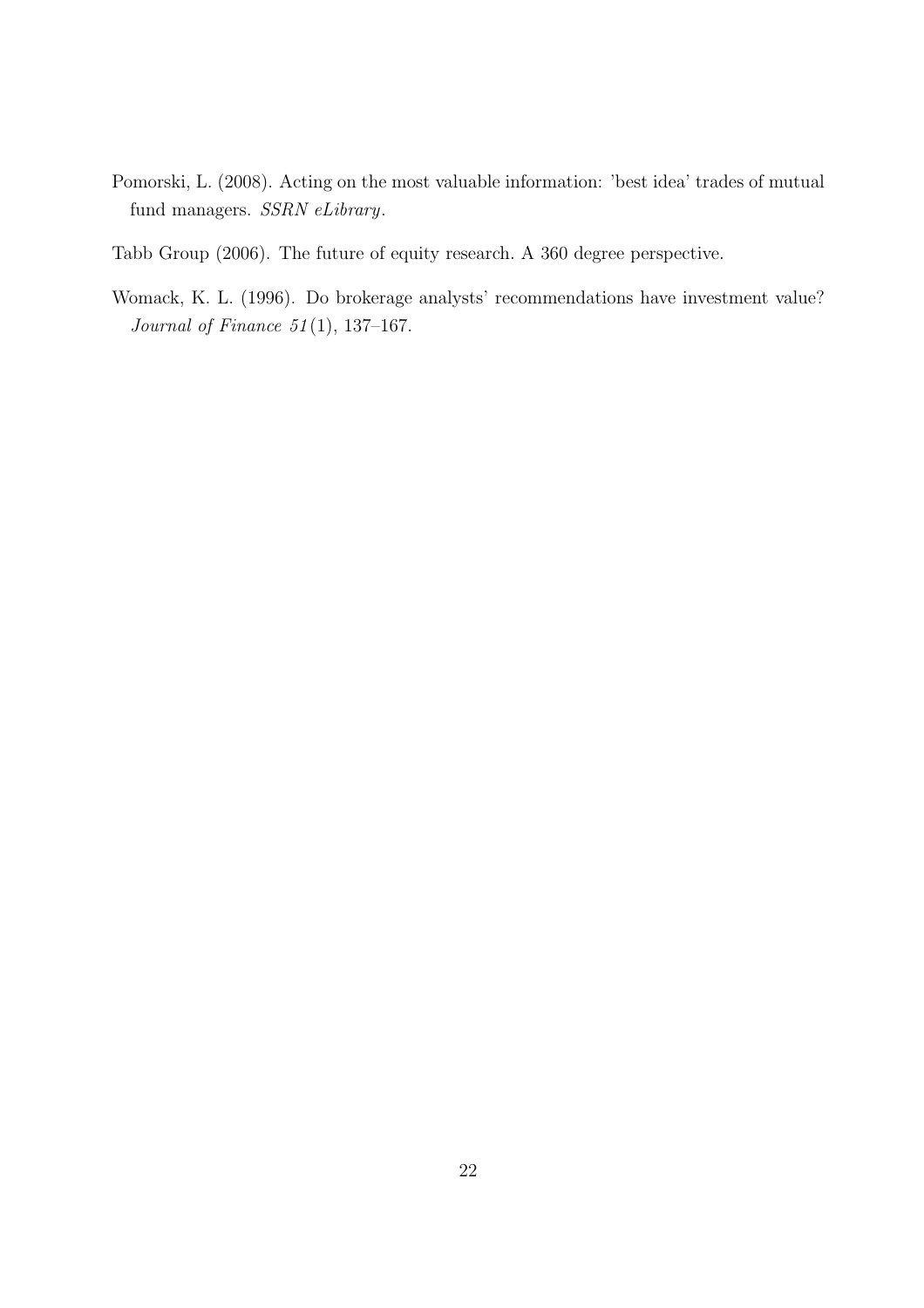Pomorski, L. (2008). Acting on the most valuable information: 'best idea' trades of mutual fund managers. *SSRN eLibrary*.

Tabb Group (2006). The future of equity research. A 360 degree perspective.

Womack, K. L. (1996). Do brokerage analysts' recommendations have investment value? *Journal of Finance 51*(1), 137–167.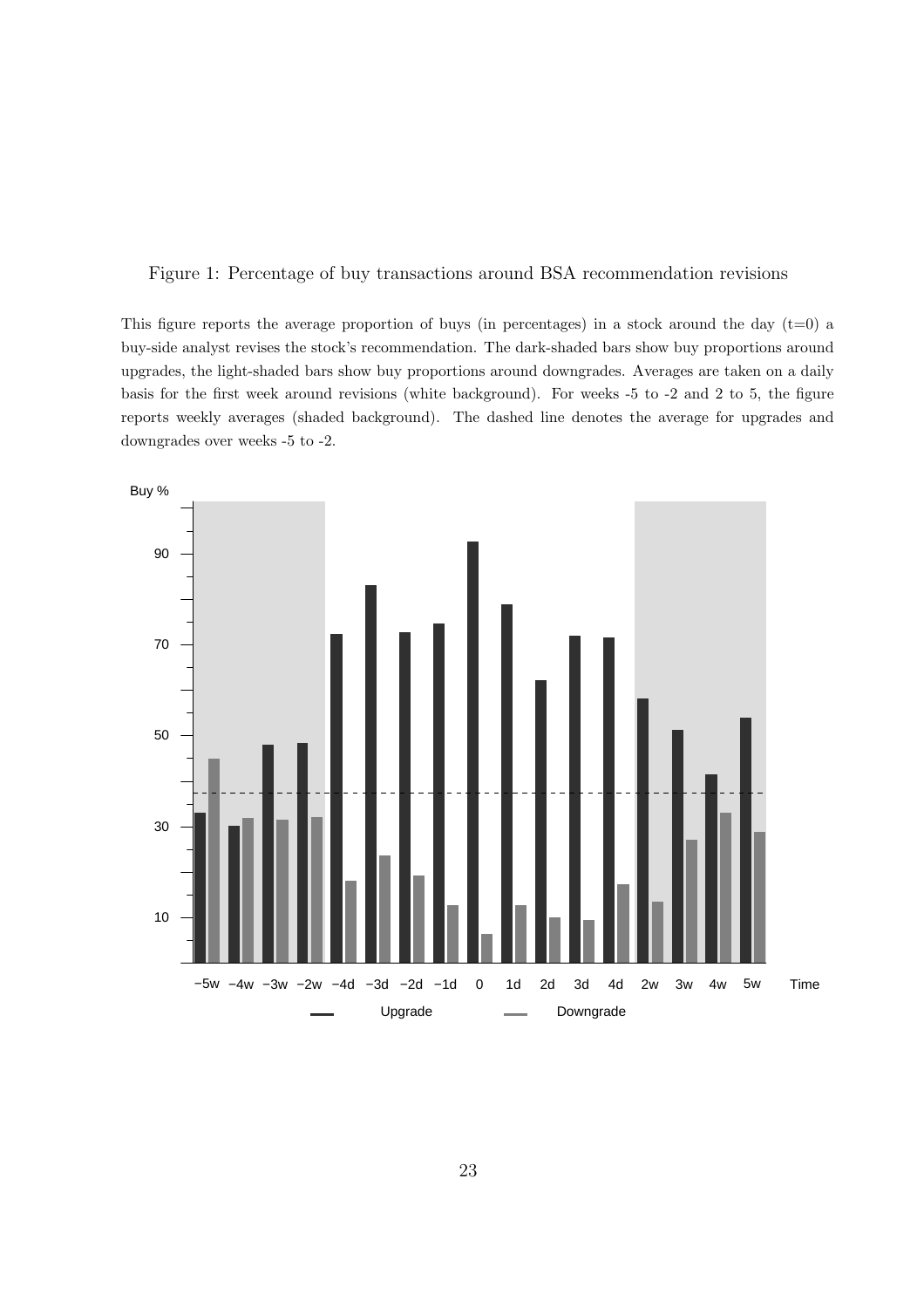Figure 1: Percentage of buy transactions around BSA recommendation revisions

This figure reports the average proportion of buys (in percentages) in a stock around the day (t=0) a buy-side analyst revises the stock's recommendation. The dark-shaded bars show buy proportions around upgrades, the light-shaded bars show buy proportions around downgrades. Averages are taken on a daily basis for the first week around revisions (white background). For weeks -5 to -2 and 2 to 5, the figure reports weekly averages (shaded background). The dashed line denotes the average for upgrades and downgrades over weeks -5 to -2.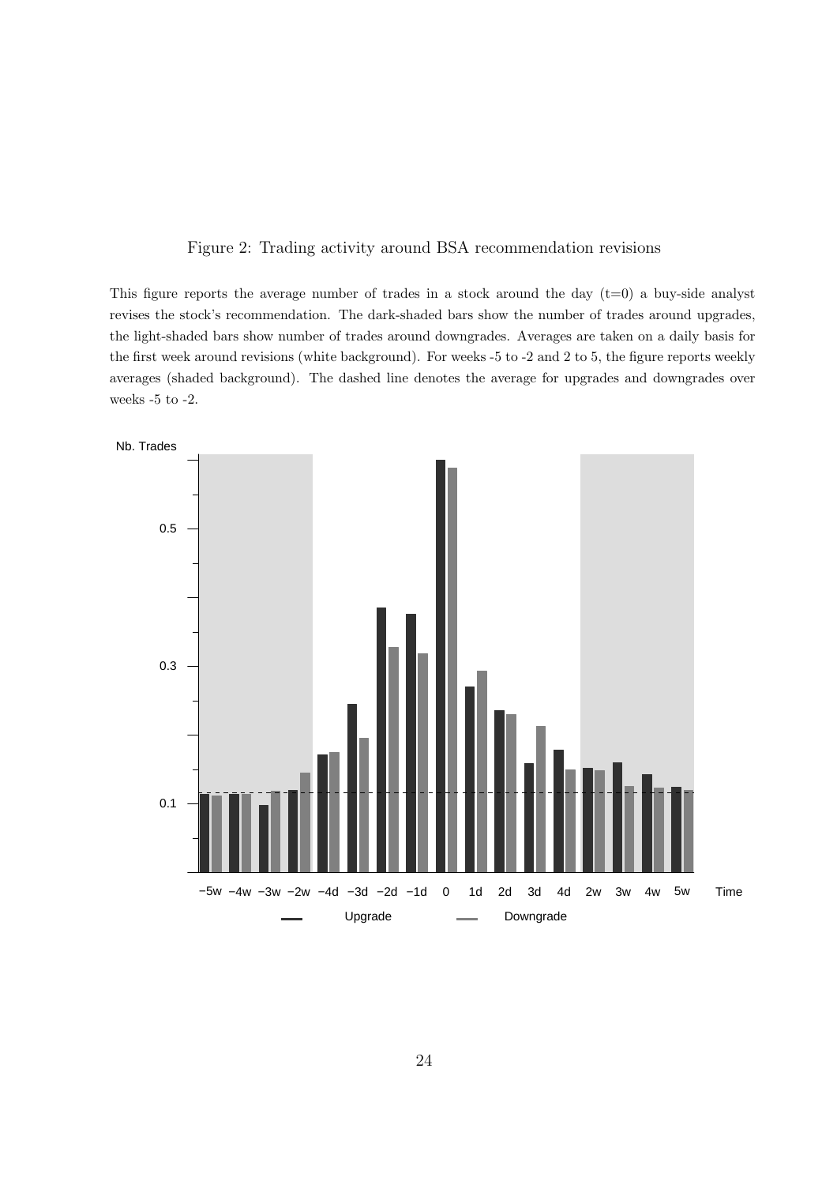Figure 2: Trading activity around BSA recommendation revisions

This figure reports the average number of trades in a stock around the day (t=0) a buy-side analyst revises the stock's recommendation. The dark-shaded bars show the number of trades around upgrades, the light-shaded bars show number of trades around downgrades. Averages are taken on a daily basis for the first week around revisions (white background). For weeks -5 to -2 and 2 to 5, the figure reports weekly averages (shaded background). The dashed line denotes the average for upgrades and downgrades over weeks -5 to -2.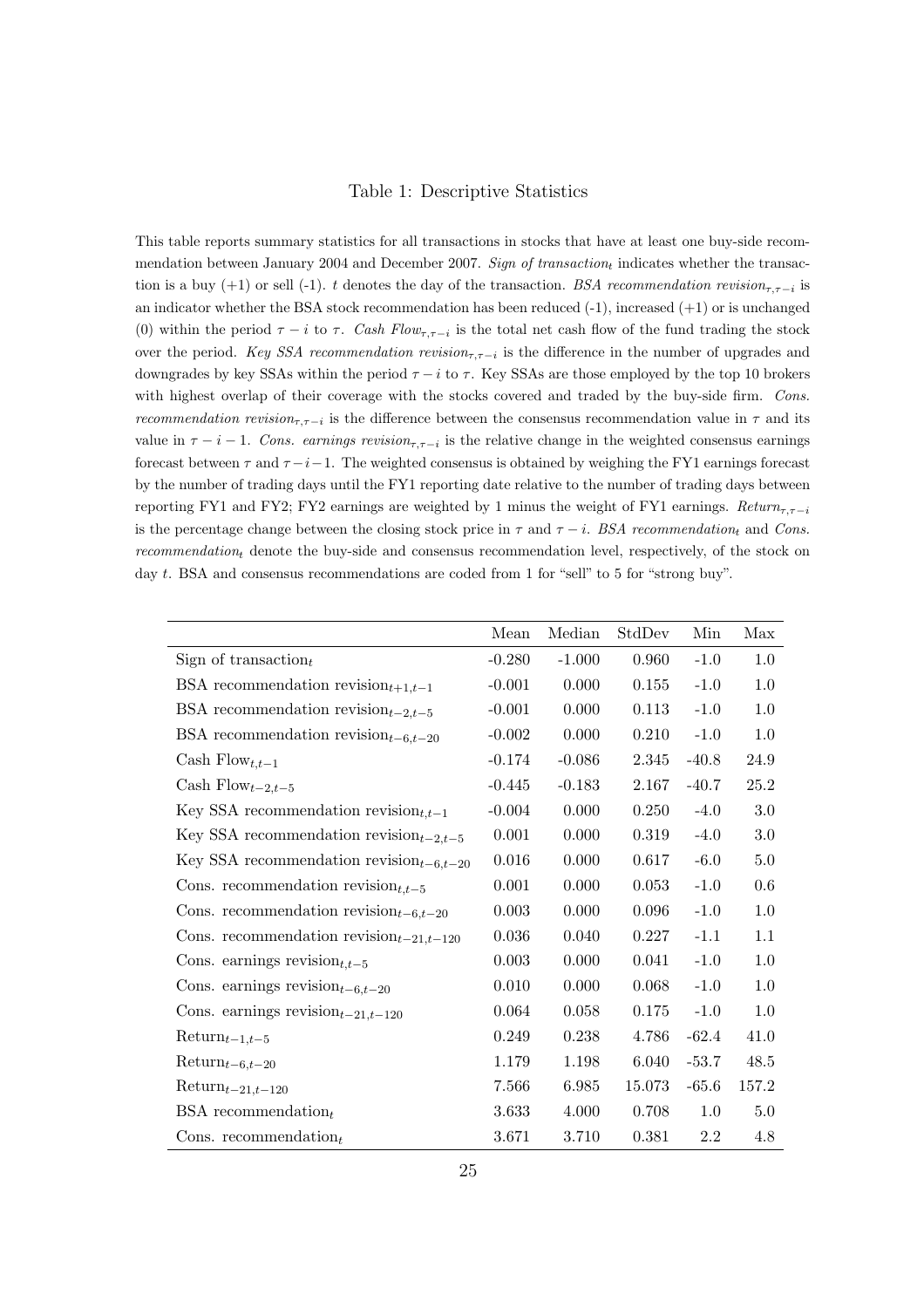# Table 1: Descriptive Statistics

This table reports summary statistics for all transactions in stocks that have at least one buy-side recommendation between January 2004 and December 2007. *Sign of transaction*$_t$ indicates whether the transaction is a buy (+1) or sell (-1). $t$ denotes the day of the transaction. *BSA recommendation revision*$_{\tau,\tau-i}$ is an indicator whether the BSA stock recommendation has been reduced (-1), increased (+1) or is unchanged (0) within the period $\tau - i$ to $\tau$. *Cash Flow*$_{\tau,\tau-i}$ is the total net cash flow of the fund trading the stock over the period. *Key SSA recommendation revision*$_{\tau,\tau-i}$ is the difference in the number of upgrades and downgrades by key SSAs within the period $\tau - i$ to $\tau$. Key SSAs are those employed by the top 10 brokers with highest overlap of their coverage with the stocks covered and traded by the buy-side firm. *Cons. recommendation revision*$_{\tau,\tau-i}$ is the difference between the consensus recommendation value in $\tau$ and its value in $\tau - i - 1$. *Cons. earnings revision*$_{\tau,\tau-i}$ is the relative change in the weighted consensus earnings forecast between $\tau$ and $\tau - i - 1$. The weighted consensus is obtained by weighing the FY1 earnings forecast by the number of trading days until the FY1 reporting date relative to the number of trading days between reporting FY1 and FY2; FY2 earnings are weighted by 1 minus the weight of FY1 earnings. *Return*$_{\tau,\tau-i}$ is the percentage change between the closing stock price in $\tau$ and $\tau - i$. *BSA recommendation*$_t$ and *Cons. recommendation*$_t$ denote the buy-side and consensus recommendation level, respectively, of the stock on day $t$. BSA and consensus recommendations are coded from 1 for "sell" to 5 for "strong buy".

| | Mean | Median | StdDev | Min | Max |
|---|---|---|---|---|---|
| Sign of transaction$_t$ | -0.280 | -1.000 | 0.960 | -1.0 | 1.0 |
| BSA recommendation revision$_{t+1,t-1}$ | -0.001 | 0.000 | 0.155 | -1.0 | 1.0 |
| BSA recommendation revision$_{t-2,t-5}$ | -0.001 | 0.000 | 0.113 | -1.0 | 1.0 |
| BSA recommendation revision$_{t-6,t-20}$ | -0.002 | 0.000 | 0.210 | -1.0 | 1.0 |
| Cash Flow$_{t,t-1}$ | -0.174 | -0.086 | 2.345 | -40.8 | 24.9 |
| Cash Flow$_{t-2,t-5}$ | -0.445 | -0.183 | 2.167 | -40.7 | 25.2 |
| Key SSA recommendation revision$_{t,t-1}$ | -0.004 | 0.000 | 0.250 | -4.0 | 3.0 |
| Key SSA recommendation revision$_{t-2,t-5}$ | 0.001 | 0.000 | 0.319 | -4.0 | 3.0 |
| Key SSA recommendation revision$_{t-6,t-20}$ | 0.016 | 0.000 | 0.617 | -6.0 | 5.0 |
| Cons. recommendation revision$_{t,t-5}$ | 0.001 | 0.000 | 0.053 | -1.0 | 0.6 |
| Cons. recommendation revision$_{t-6,t-20}$ | 0.003 | 0.000 | 0.096 | -1.0 | 1.0 |
| Cons. recommendation revision$_{t-21,t-120}$ | 0.036 | 0.040 | 0.227 | -1.1 | 1.1 |
| Cons. earnings revision$_{t,t-5}$ | 0.003 | 0.000 | 0.041 | -1.0 | 1.0 |
| Cons. earnings revision$_{t-6,t-20}$ | 0.010 | 0.000 | 0.068 | -1.0 | 1.0 |
| Cons. earnings revision$_{t-21,t-120}$ | 0.064 | 0.058 | 0.175 | -1.0 | 1.0 |
| Return$_{t-1,t-5}$ | 0.249 | 0.238 | 4.786 | -62.4 | 41.0 |
| Return$_{t-6,t-20}$ | 1.179 | 1.198 | 6.040 | -53.7 | 48.5 |
| Return$_{t-21,t-120}$ | 7.566 | 6.985 | 15.073 | -65.6 | 157.2 |
| BSA recommendation$_t$ | 3.633 | 4.000 | 0.708 | 1.0 | 5.0 |
| Cons. recommendation$_t$ | 3.671 | 3.710 | 0.381 | 2.2 | 4.8 |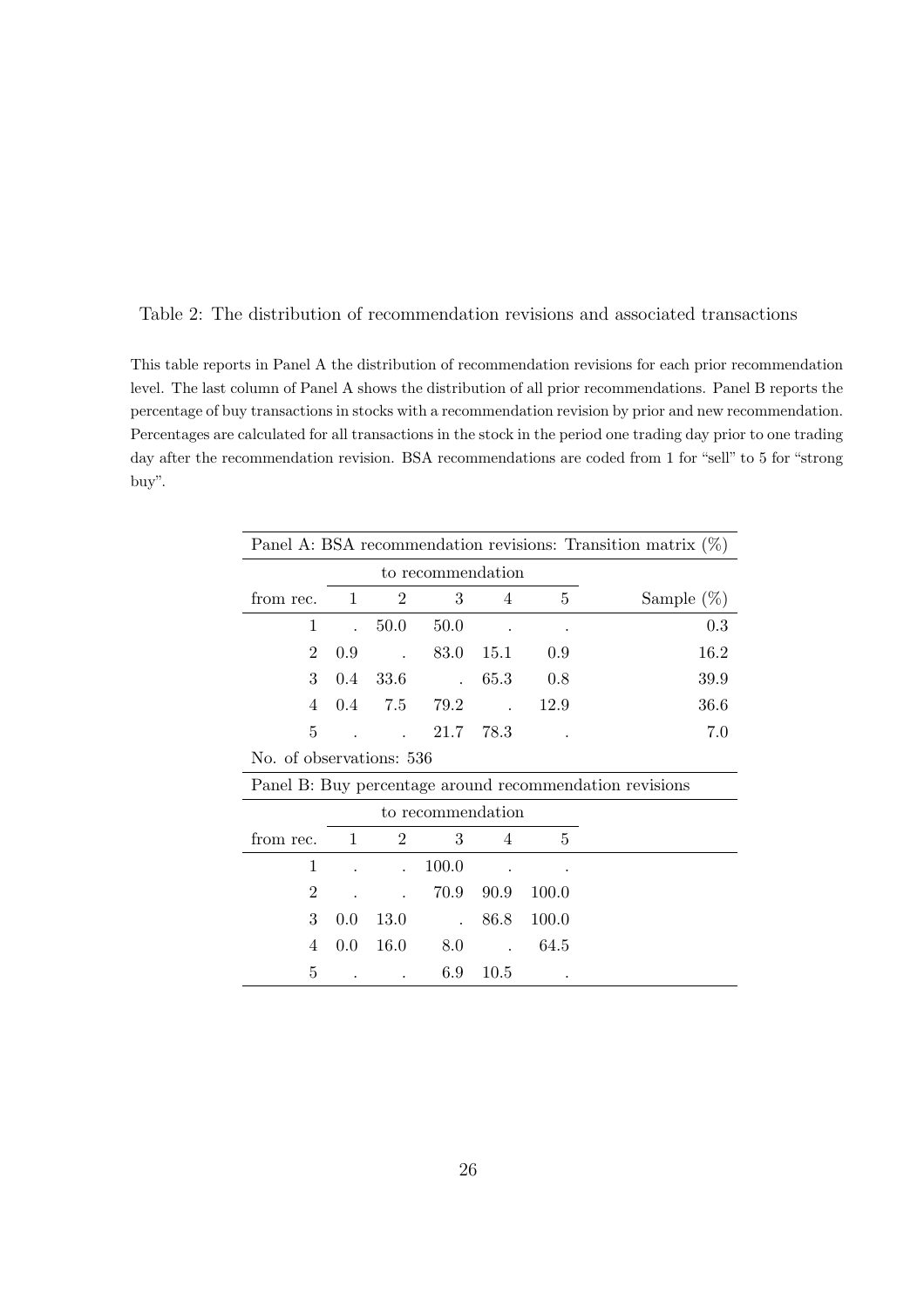Table 2: The distribution of recommendation revisions and associated transactions

This table reports in Panel A the distribution of recommendation revisions for each prior recommendation level. The last column of Panel A shows the distribution of all prior recommendations. Panel B reports the percentage of buy transactions in stocks with a recommendation revision by prior and new recommendation. Percentages are calculated for all transactions in the stock in the period one trading day prior to one trading day after the recommendation revision. BSA recommendations are coded from 1 for "sell" to 5 for "strong buy".

| Panel A: BSA recommendation revisions: Transition matrix (%) | | | | | | |
|---|---|---|---|---|---|---|
| | to recommendation | | | | | |
| from rec. | 1 | 2 | 3 | 4 | 5 | Sample (%) |
| 1 | . | 50.0 | 50.0 | . | . | 0.3 |
| 2 | 0.9 | . | 83.0 | 15.1 | 0.9 | 16.2 |
| 3 | 0.4 | 33.6 | . | 65.3 | 0.8 | 39.9 |
| 4 | 0.4 | 7.5 | 79.2 | . | 12.9 | 36.6 |
| 5 | . | . | 21.7 | 78.3 | . | 7.0 |
| No. of observations: 536 | | | | | | |

| Panel B: Buy percentage around recommendation revisions | | | | | |
|---|---|---|---|---|---|
| | to recommendation | | | | |
| from rec. | 1 | 2 | 3 | 4 | 5 |
| 1 | . | . | 100.0 | . | . |
| 2 | . | . | 70.9 | 90.9 | 100.0 |
| 3 | 0.0 | 13.0 | . | 86.8 | 100.0 |
| 4 | 0.0 | 16.0 | 8.0 | . | 64.5 |
| 5 | . | . | 6.9 | 10.5 | . |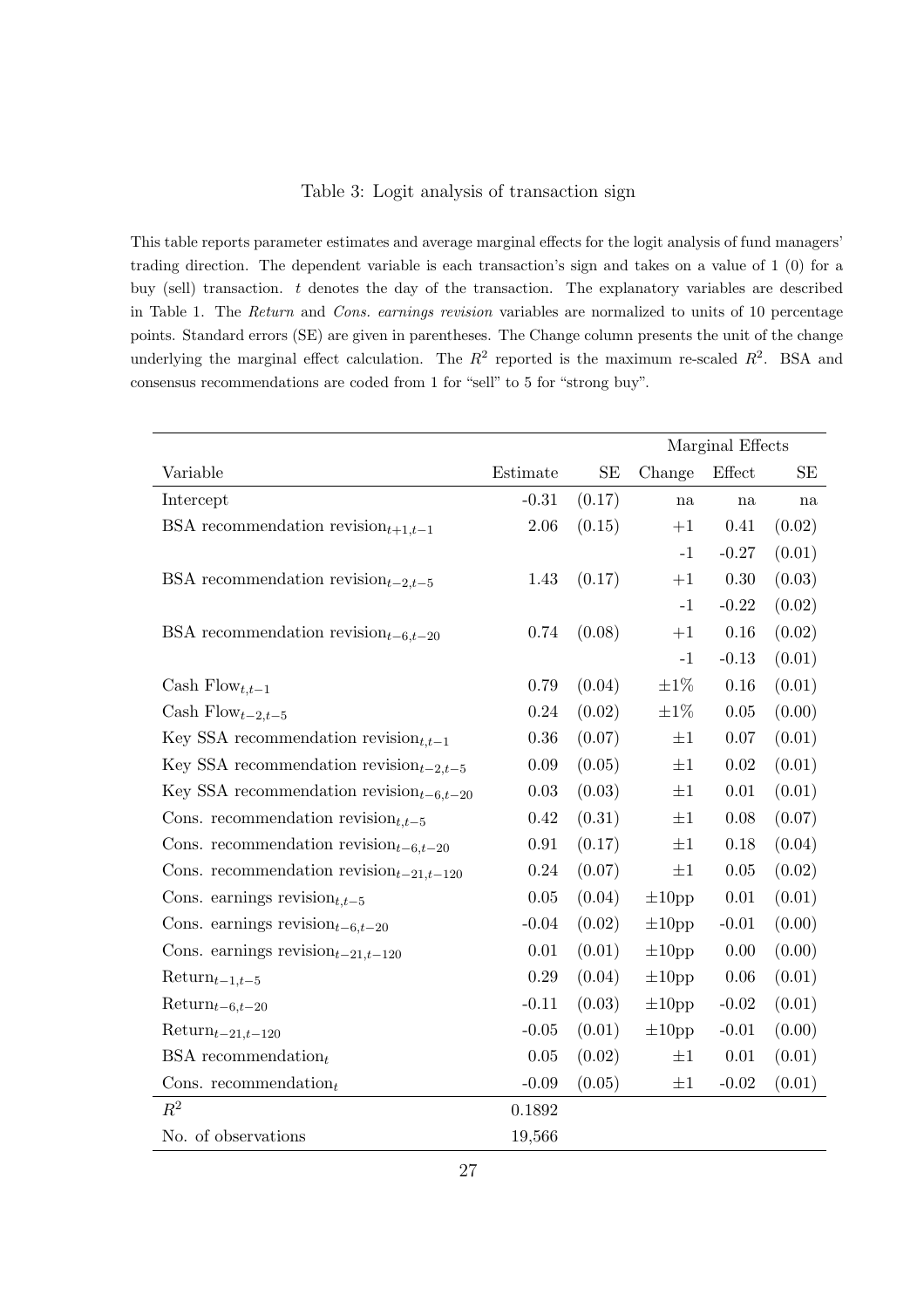Table 3: Logit analysis of transaction sign

This table reports parameter estimates and average marginal effects for the logit analysis of fund managers' trading direction. The dependent variable is each transaction's sign and takes on a value of 1 (0) for a buy (sell) transaction. $t$ denotes the day of the transaction. The explanatory variables are described in Table 1. The *Return* and *Cons. earnings revision* variables are normalized to units of 10 percentage points. Standard errors (SE) are given in parentheses. The Change column presents the unit of the change underlying the marginal effect calculation. The $R^2$ reported is the maximum re-scaled $R^2$. BSA and consensus recommendations are coded from 1 for "sell" to 5 for "strong buy".

| | | | Marginal Effects | | |
|---|---|---|---|---|---|
| Variable | Estimate | SE | Change | Effect | SE |
| Intercept | -0.31 | (0.17) | na | na | na |
| BSA recommendation revision$_{t+1,t-1}$ | 2.06 | (0.15) | +1 | 0.41 | (0.02) |
| | | | -1 | -0.27 | (0.01) |
| BSA recommendation revision$_{t-2,t-5}$ | 1.43 | (0.17) | +1 | 0.30 | (0.03) |
| | | | -1 | -0.22 | (0.02) |
| BSA recommendation revision$_{t-6,t-20}$ | 0.74 | (0.08) | +1 | 0.16 | (0.02) |
| | | | -1 | -0.13 | (0.01) |
| Cash Flow$_{t,t-1}$ | 0.79 | (0.04) | ±1% | 0.16 | (0.01) |
| Cash Flow$_{t-2,t-5}$ | 0.24 | (0.02) | ±1% | 0.05 | (0.00) |
| Key SSA recommendation revision$_{t,t-1}$ | 0.36 | (0.07) | ±1 | 0.07 | (0.01) |
| Key SSA recommendation revision$_{t-2,t-5}$ | 0.09 | (0.05) | ±1 | 0.02 | (0.01) |
| Key SSA recommendation revision$_{t-6,t-20}$ | 0.03 | (0.03) | ±1 | 0.01 | (0.01) |
| Cons. recommendation revision$_{t,t-5}$ | 0.42 | (0.31) | ±1 | 0.08 | (0.07) |
| Cons. recommendation revision$_{t-6,t-20}$ | 0.91 | (0.17) | ±1 | 0.18 | (0.04) |
| Cons. recommendation revision$_{t-21,t-120}$ | 0.24 | (0.07) | ±1 | 0.05 | (0.02) |
| Cons. earnings revision$_{t,t-5}$ | 0.05 | (0.04) | ±10pp | 0.01 | (0.01) |
| Cons. earnings revision$_{t-6,t-20}$ | -0.04 | (0.02) | ±10pp | -0.01 | (0.00) |
| Cons. earnings revision$_{t-21,t-120}$ | 0.01 | (0.01) | ±10pp | 0.00 | (0.00) |
| Return$_{t-1,t-5}$ | 0.29 | (0.04) | ±10pp | 0.06 | (0.01) |
| Return$_{t-6,t-20}$ | -0.11 | (0.03) | ±10pp | -0.02 | (0.01) |
| Return$_{t-21,t-120}$ | -0.05 | (0.01) | ±10pp | -0.01 | (0.00) |
| BSA recommendation$_t$ | 0.05 | (0.02) | ±1 | 0.01 | (0.01) |
| Cons. recommendation$_t$ | -0.09 | (0.05) | ±1 | -0.02 | (0.01) |
| $R^2$ | 0.1892 | | | | |
| No. of observations | 19,566 | | | | |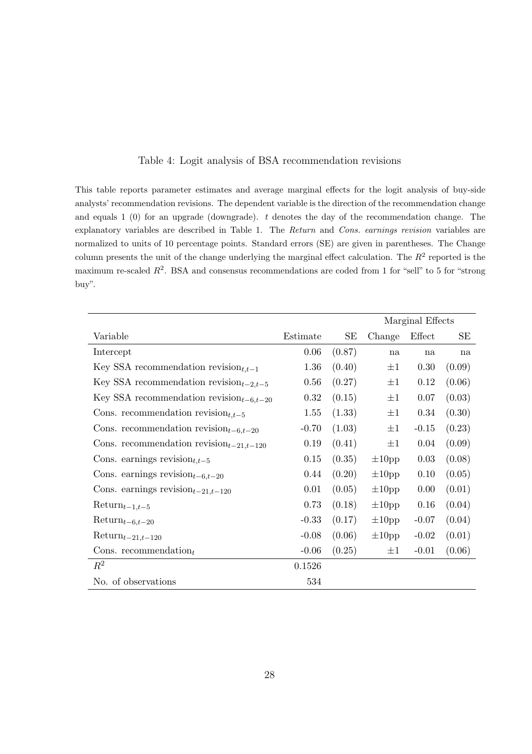Table 4: Logit analysis of BSA recommendation revisions

This table reports parameter estimates and average marginal effects for the logit analysis of buy-side analysts' recommendation revisions. The dependent variable is the direction of the recommendation change and equals 1 (0) for an upgrade (downgrade). $t$ denotes the day of the recommendation change. The explanatory variables are described in Table 1. The *Return* and *Cons. earnings revision* variables are normalized to units of 10 percentage points. Standard errors (SE) are given in parentheses. The Change column presents the unit of the change underlying the marginal effect calculation. The $R^2$ reported is the maximum re-scaled $R^2$. BSA and consensus recommendations are coded from 1 for "sell" to 5 for "strong buy".

| | | | Marginal Effects | | |
|---|---|---|---|---|---|
| Variable | Estimate | SE | Change | Effect | SE |
| Intercept | 0.06 | (0.87) | na | na | na |
| Key SSA recommendation revision$_{t,t-1}$ | 1.36 | (0.40) | $\pm 1$ | 0.30 | (0.09) |
| Key SSA recommendation revision$_{t-2,t-5}$ | 0.56 | (0.27) | $\pm 1$ | 0.12 | (0.06) |
| Key SSA recommendation revision$_{t-6,t-20}$ | 0.32 | (0.15) | $\pm 1$ | 0.07 | (0.03) |
| Cons. recommendation revision$_{t,t-5}$ | 1.55 | (1.33) | $\pm 1$ | 0.34 | (0.30) |
| Cons. recommendation revision$_{t-6,t-20}$ | -0.70 | (1.03) | $\pm 1$ | -0.15 | (0.23) |
| Cons. recommendation revision$_{t-21,t-120}$ | 0.19 | (0.41) | $\pm 1$ | 0.04 | (0.09) |
| Cons. earnings revision$_{t,t-5}$ | 0.15 | (0.35) | $\pm 10$pp | 0.03 | (0.08) |
| Cons. earnings revision$_{t-6,t-20}$ | 0.44 | (0.20) | $\pm 10$pp | 0.10 | (0.05) |
| Cons. earnings revision$_{t-21,t-120}$ | 0.01 | (0.05) | $\pm 10$pp | 0.00 | (0.01) |
| Return$_{t-1,t-5}$ | 0.73 | (0.18) | $\pm 10$pp | 0.16 | (0.04) |
| Return$_{t-6,t-20}$ | -0.33 | (0.17) | $\pm 10$pp | -0.07 | (0.04) |
| Return$_{t-21,t-120}$ | -0.08 | (0.06) | $\pm 10$pp | -0.02 | (0.01) |
| Cons. recommendation$_t$ | -0.06 | (0.25) | $\pm 1$ | -0.01 | (0.06) |
| $R^2$ | 0.1526 | | | | |
| No. of observations | 534 | | | | |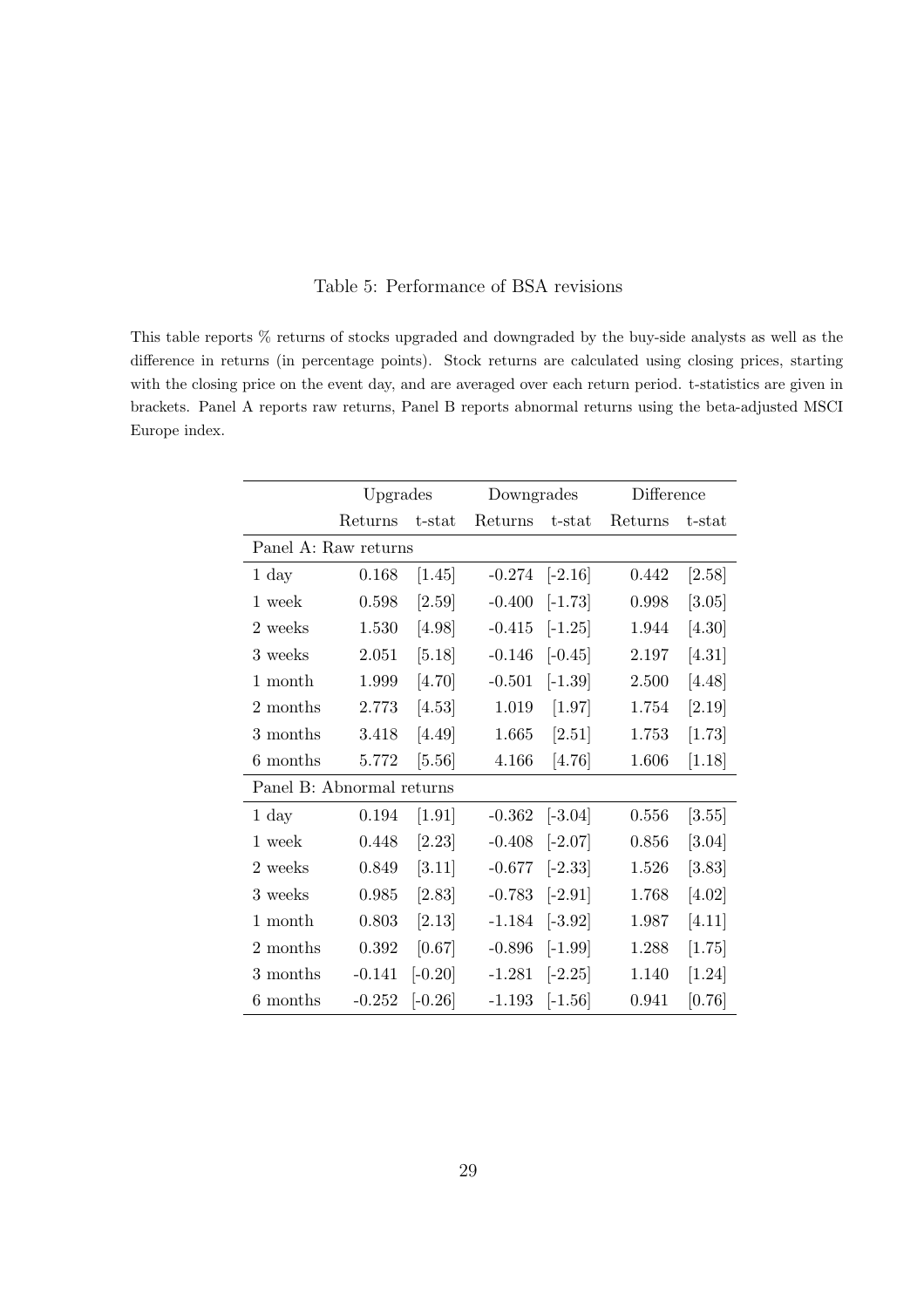Table 5: Performance of BSA revisions

This table reports % returns of stocks upgraded and downgraded by the buy-side analysts as well as the difference in returns (in percentage points). Stock returns are calculated using closing prices, starting with the closing price on the event day, and are averaged over each return period. t-statistics are given in brackets. Panel A reports raw returns, Panel B reports abnormal returns using the beta-adjusted MSCI Europe index.

| | Upgrades | | Downgrades | | Difference | |
|---|---|---|---|---|---|---|
| | Returns | t-stat | Returns | t-stat | Returns | t-stat |
| Panel A: Raw returns | | | | | | |
| 1 day | 0.168 | [1.45] | -0.274 | [-2.16] | 0.442 | [2.58] |
| 1 week | 0.598 | [2.59] | -0.400 | [-1.73] | 0.998 | [3.05] |
| 2 weeks | 1.530 | [4.98] | -0.415 | [-1.25] | 1.944 | [4.30] |
| 3 weeks | 2.051 | [5.18] | -0.146 | [-0.45] | 2.197 | [4.31] |
| 1 month | 1.999 | [4.70] | -0.501 | [-1.39] | 2.500 | [4.48] |
| 2 months | 2.773 | [4.53] | 1.019 | [1.97] | 1.754 | [2.19] |
| 3 months | 3.418 | [4.49] | 1.665 | [2.51] | 1.753 | [1.73] |
| 6 months | 5.772 | [5.56] | 4.166 | [4.76] | 1.606 | [1.18] |
| Panel B: Abnormal returns | | | | | | |
| 1 day | 0.194 | [1.91] | -0.362 | [-3.04] | 0.556 | [3.55] |
| 1 week | 0.448 | [2.23] | -0.408 | [-2.07] | 0.856 | [3.04] |
| 2 weeks | 0.849 | [3.11] | -0.677 | [-2.33] | 1.526 | [3.83] |
| 3 weeks | 0.985 | [2.83] | -0.783 | [-2.91] | 1.768 | [4.02] |
| 1 month | 0.803 | [2.13] | -1.184 | [-3.92] | 1.987 | [4.11] |
| 2 months | 0.392 | [0.67] | -0.896 | [-1.99] | 1.288 | [1.75] |
| 3 months | -0.141 | [-0.20] | -1.281 | [-2.25] | 1.140 | [1.24] |
| 6 months | -0.252 | [-0.26] | -1.193 | [-1.56] | 0.941 | [0.76] |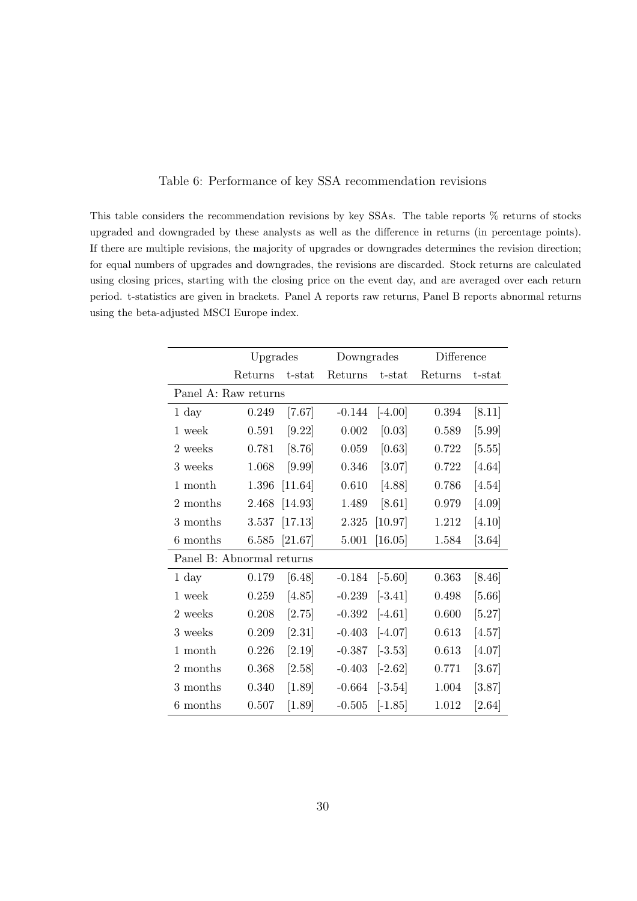Table 6: Performance of key SSA recommendation revisions

This table considers the recommendation revisions by key SSAs. The table reports % returns of stocks upgraded and downgraded by these analysts as well as the difference in returns (in percentage points). If there are multiple revisions, the majority of upgrades or downgrades determines the revision direction; for equal numbers of upgrades and downgrades, the revisions are discarded. Stock returns are calculated using closing prices, starting with the closing price on the event day, and are averaged over each return period. t-statistics are given in brackets. Panel A reports raw returns, Panel B reports abnormal returns using the beta-adjusted MSCI Europe index.

| | Upgrades | | Downgrades | | Difference | |
|---|---|---|---|---|---|---|
| | Returns | t-stat | Returns | t-stat | Returns | t-stat |
| Panel A: Raw returns | | | | | | |
| 1 day | 0.249 | [7.67] | -0.144 | [-4.00] | 0.394 | [8.11] |
| 1 week | 0.591 | [9.22] | 0.002 | [0.03] | 0.589 | [5.99] |
| 2 weeks | 0.781 | [8.76] | 0.059 | [0.63] | 0.722 | [5.55] |
| 3 weeks | 1.068 | [9.99] | 0.346 | [3.07] | 0.722 | [4.64] |
| 1 month | 1.396 | [11.64] | 0.610 | [4.88] | 0.786 | [4.54] |
| 2 months | 2.468 | [14.93] | 1.489 | [8.61] | 0.979 | [4.09] |
| 3 months | 3.537 | [17.13] | 2.325 | [10.97] | 1.212 | [4.10] |
| 6 months | 6.585 | [21.67] | 5.001 | [16.05] | 1.584 | [3.64] |
| Panel B: Abnormal returns | | | | | | |
| 1 day | 0.179 | [6.48] | -0.184 | [-5.60] | 0.363 | [8.46] |
| 1 week | 0.259 | [4.85] | -0.239 | [-3.41] | 0.498 | [5.66] |
| 2 weeks | 0.208 | [2.75] | -0.392 | [-4.61] | 0.600 | [5.27] |
| 3 weeks | 0.209 | [2.31] | -0.403 | [-4.07] | 0.613 | [4.57] |
| 1 month | 0.226 | [2.19] | -0.387 | [-3.53] | 0.613 | [4.07] |
| 2 months | 0.368 | [2.58] | -0.403 | [-2.62] | 0.771 | [3.67] |
| 3 months | 0.340 | [1.89] | -0.664 | [-3.54] | 1.004 | [3.87] |
| 6 months | 0.507 | [1.89] | -0.505 | [-1.85] | 1.012 | [2.64] |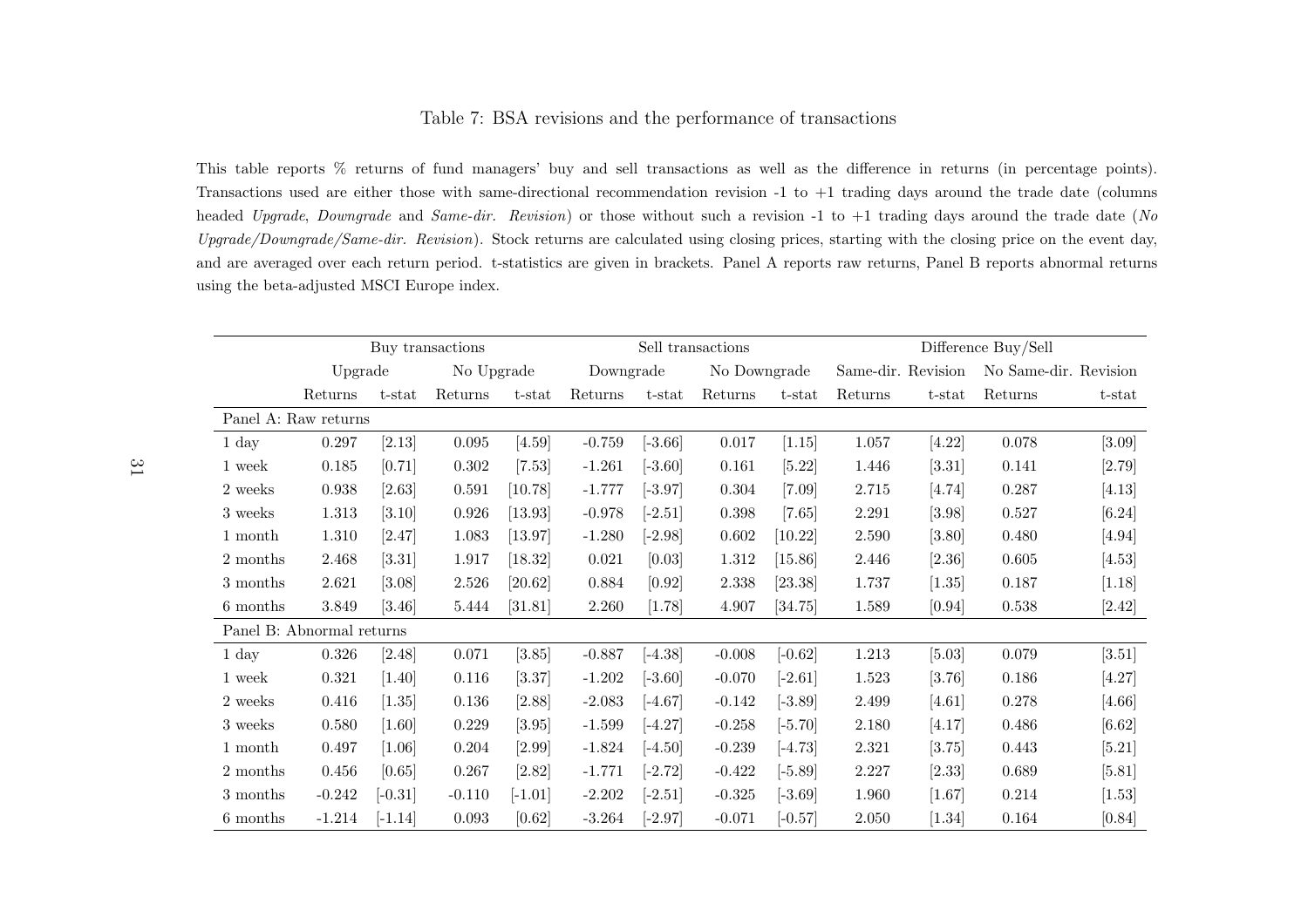Table 7: BSA revisions and the performance of transactions

This table reports % returns of fund managers' buy and sell transactions as well as the difference in returns (in percentage points). Transactions used are either those with same-directional recommendation revision -1 to +1 trading days around the trade date (columns headed *Upgrade*, *Downgrade* and *Same-dir. Revision*) or those without such a revision -1 to +1 trading days around the trade date (*No Upgrade/Downgrade/Same-dir. Revision*). Stock returns are calculated using closing prices, starting with the closing price on the event day, and are averaged over each return period. t-statistics are given in brackets. Panel A reports raw returns, Panel B reports abnormal returns using the beta-adjusted MSCI Europe index.

| | Buy transactions | | | | Sell transactions | | | | Difference Buy/Sell | | | |
|---|---|---|---|---|---|---|---|---|---|---|---|---|
| | Upgrade | | No Upgrade | | Downgrade | | No Downgrade | | Same-dir. Revision | | No Same-dir. Revision | |
| | Returns | t-stat | Returns | t-stat | Returns | t-stat | Returns | t-stat | Returns | t-stat | Returns | t-stat |
| Panel A: Raw returns | | | | | | | | | | | | |
| 1 day | 0.297 | [2.13] | 0.095 | [4.59] | -0.759 | [-3.66] | 0.017 | [1.15] | 1.057 | [4.22] | 0.078 | [3.09] |
| 1 week | 0.185 | [0.71] | 0.302 | [7.53] | -1.261 | [-3.60] | 0.161 | [5.22] | 1.446 | [3.31] | 0.141 | [2.79] |
| 2 weeks | 0.938 | [2.63] | 0.591 | [10.78] | -1.777 | [-3.97] | 0.304 | [7.09] | 2.715 | [4.74] | 0.287 | [4.13] |
| 3 weeks | 1.313 | [3.10] | 0.926 | [13.93] | -0.978 | [-2.51] | 0.398 | [7.65] | 2.291 | [3.98] | 0.527 | [6.24] |
| 1 month | 1.310 | [2.47] | 1.083 | [13.97] | -1.280 | [-2.98] | 0.602 | [10.22] | 2.590 | [3.80] | 0.480 | [4.94] |
| 2 months | 2.468 | [3.31] | 1.917 | [18.32] | 0.021 | [0.03] | 1.312 | [15.86] | 2.446 | [2.36] | 0.605 | [4.53] |
| 3 months | 2.621 | [3.08] | 2.526 | [20.62] | 0.884 | [0.92] | 2.338 | [23.38] | 1.737 | [1.35] | 0.187 | [1.18] |
| 6 months | 3.849 | [3.46] | 5.444 | [31.81] | 2.260 | [1.78] | 4.907 | [34.75] | 1.589 | [0.94] | 0.538 | [2.42] |
| Panel B: Abnormal returns | | | | | | | | | | | | |
| 1 day | 0.326 | [2.48] | 0.071 | [3.85] | -0.887 | [-4.38] | -0.008 | [-0.62] | 1.213 | [5.03] | 0.079 | [3.51] |
| 1 week | 0.321 | [1.40] | 0.116 | [3.37] | -1.202 | [-3.60] | -0.070 | [-2.61] | 1.523 | [3.76] | 0.186 | [4.27] |
| 2 weeks | 0.416 | [1.35] | 0.136 | [2.88] | -2.083 | [-4.67] | -0.142 | [-3.89] | 2.499 | [4.61] | 0.278 | [4.66] |
| 3 weeks | 0.580 | [1.60] | 0.229 | [3.95] | -1.599 | [-4.27] | -0.258 | [-5.70] | 2.180 | [4.17] | 0.486 | [6.62] |
| 1 month | 0.497 | [1.06] | 0.204 | [2.99] | -1.824 | [-4.50] | -0.239 | [-4.73] | 2.321 | [3.75] | 0.443 | [5.21] |
| 2 months | 0.456 | [0.65] | 0.267 | [2.82] | -1.771 | [-2.72] | -0.422 | [-5.89] | 2.227 | [2.33] | 0.689 | [5.81] |
| 3 months | -0.242 | [-0.31] | -0.110 | [-1.01] | -2.202 | [-2.51] | -0.325 | [-3.69] | 1.960 | [1.67] | 0.214 | [1.53] |
| 6 months | -1.214 | [-1.14] | 0.093 | [0.62] | -3.264 | [-2.97] | -0.071 | [-0.57] | 2.050 | [1.34] | 0.164 | [0.84] |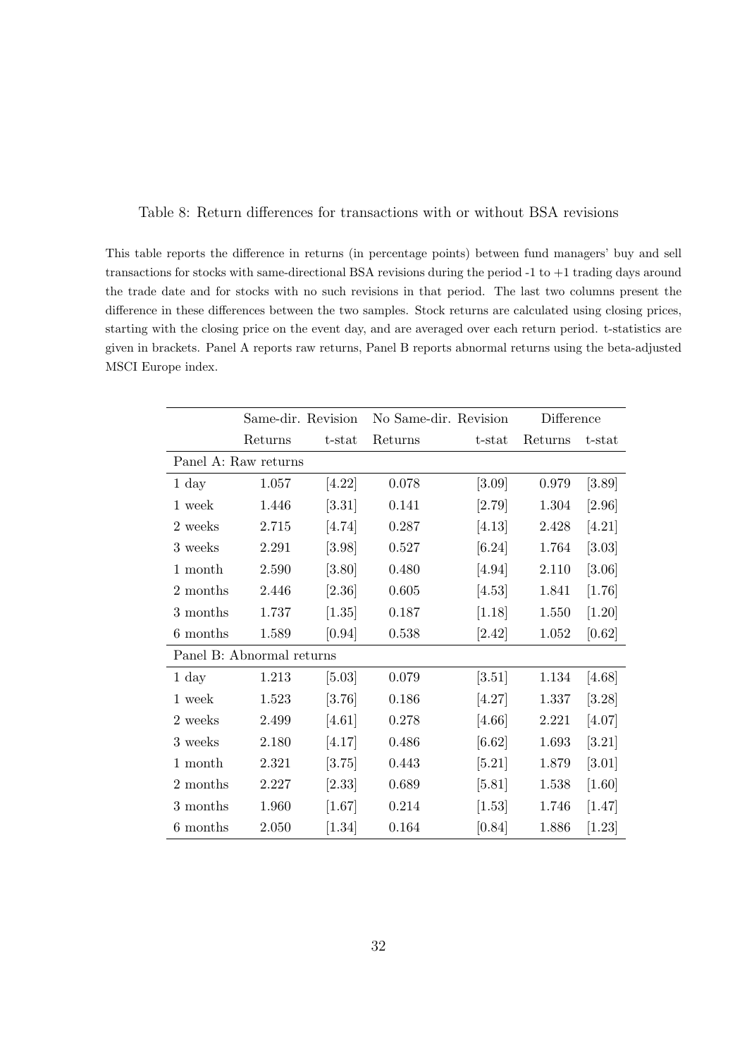Table 8: Return differences for transactions with or without BSA revisions

This table reports the difference in returns (in percentage points) between fund managers' buy and sell transactions for stocks with same-directional BSA revisions during the period -1 to +1 trading days around the trade date and for stocks with no such revisions in that period. The last two columns present the difference in these differences between the two samples. Stock returns are calculated using closing prices, starting with the closing price on the event day, and are averaged over each return period. t-statistics are given in brackets. Panel A reports raw returns, Panel B reports abnormal returns using the beta-adjusted MSCI Europe index.

| | Same-dir. Revision | | No Same-dir. Revision | | Difference | |
|---|---|---|---|---|---|---|
| | Returns | t-stat | Returns | t-stat | Returns | t-stat |
| Panel A: Raw returns | | | | | | |
| 1 day | 1.057 | [4.22] | 0.078 | [3.09] | 0.979 | [3.89] |
| 1 week | 1.446 | [3.31] | 0.141 | [2.79] | 1.304 | [2.96] |
| 2 weeks | 2.715 | [4.74] | 0.287 | [4.13] | 2.428 | [4.21] |
| 3 weeks | 2.291 | [3.98] | 0.527 | [6.24] | 1.764 | [3.03] |
| 1 month | 2.590 | [3.80] | 0.480 | [4.94] | 2.110 | [3.06] |
| 2 months | 2.446 | [2.36] | 0.605 | [4.53] | 1.841 | [1.76] |
| 3 months | 1.737 | [1.35] | 0.187 | [1.18] | 1.550 | [1.20] |
| 6 months | 1.589 | [0.94] | 0.538 | [2.42] | 1.052 | [0.62] |
| Panel B: Abnormal returns | | | | | | |
| 1 day | 1.213 | [5.03] | 0.079 | [3.51] | 1.134 | [4.68] |
| 1 week | 1.523 | [3.76] | 0.186 | [4.27] | 1.337 | [3.28] |
| 2 weeks | 2.499 | [4.61] | 0.278 | [4.66] | 2.221 | [4.07] |
| 3 weeks | 2.180 | [4.17] | 0.486 | [6.62] | 1.693 | [3.21] |
| 1 month | 2.321 | [3.75] | 0.443 | [5.21] | 1.879 | [3.01] |
| 2 months | 2.227 | [2.33] | 0.689 | [5.81] | 1.538 | [1.60] |
| 3 months | 1.960 | [1.67] | 0.214 | [1.53] | 1.746 | [1.47] |
| 6 months | 2.050 | [1.34] | 0.164 | [0.84] | 1.886 | [1.23] |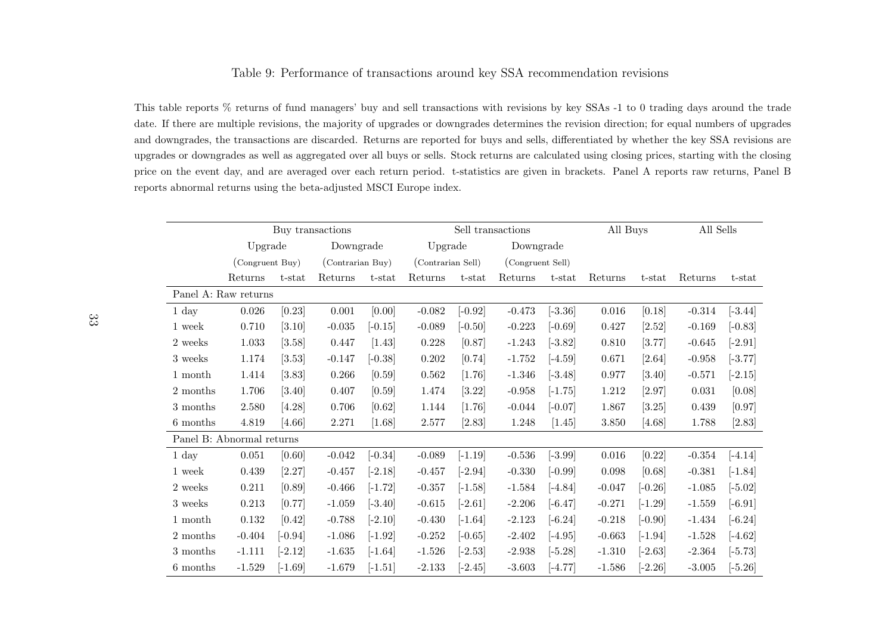Table 9: Performance of transactions around key SSA recommendation revisions

This table reports % returns of fund managers' buy and sell transactions with revisions by key SSAs -1 to 0 trading days around the trade date. If there are multiple revisions, the majority of upgrades or downgrades determines the revision direction; for equal numbers of upgrades and downgrades, the transactions are discarded. Returns are reported for buys and sells, differentiated by whether the key SSA revisions are upgrades or downgrades as well as aggregated over all buys or sells. Stock returns are calculated using closing prices, starting with the closing price on the event day, and are averaged over each return period. t-statistics are given in brackets. Panel A reports raw returns, Panel B reports abnormal returns using the beta-adjusted MSCI Europe index.

| | Buy transactions | | | | Sell transactions | | | | All Buys | | All Sells | |
|---|---|---|---|---|---|---|---|---|---|---|---|---|
| | Upgrade (Congruent Buy) | | Downgrade (Contrarian Buy) | | Upgrade (Contrarian Sell) | | Downgrade (Congruent Sell) | | | | | |
| | Returns | t-stat | Returns | t-stat | Returns | t-stat | Returns | t-stat | Returns | t-stat | Returns | t-stat |
| **Panel A: Raw returns** | | | | | | | | | | | | |
| 1 day | 0.026 | [0.23] | 0.001 | [0.00] | -0.082 | [-0.92] | -0.473 | [-3.36] | 0.016 | [0.18] | -0.314 | [-3.44] |
| 1 week | 0.710 | [3.10] | -0.035 | [-0.15] | -0.089 | [-0.50] | -0.223 | [-0.69] | 0.427 | [2.52] | -0.169 | [-0.83] |
| 2 weeks | 1.033 | [3.58] | 0.447 | [1.43] | 0.228 | [0.87] | -1.243 | [-3.82] | 0.810 | [3.77] | -0.645 | [-2.91] |
| 3 weeks | 1.174 | [3.53] | -0.147 | [-0.38] | 0.202 | [0.74] | -1.752 | [-4.59] | 0.671 | [2.64] | -0.958 | [-3.77] |
| 1 month | 1.414 | [3.83] | 0.266 | [0.59] | 0.562 | [1.76] | -1.346 | [-3.48] | 0.977 | [3.40] | -0.571 | [-2.15] |
| 2 months | 1.706 | [3.40] | 0.407 | [0.59] | 1.474 | [3.22] | -0.958 | [-1.75] | 1.212 | [2.97] | 0.031 | [0.08] |
| 3 months | 2.580 | [4.28] | 0.706 | [0.62] | 1.144 | [1.76] | -0.044 | [-0.07] | 1.867 | [3.25] | 0.439 | [0.97] |
| 6 months | 4.819 | [4.66] | 2.271 | [1.68] | 2.577 | [2.83] | 1.248 | [1.45] | 3.850 | [4.68] | 1.788 | [2.83] |
| **Panel B: Abnormal returns** | | | | | | | | | | | | |
| 1 day | 0.051 | [0.60] | -0.042 | [-0.34] | -0.089 | [-1.19] | -0.536 | [-3.99] | 0.016 | [0.22] | -0.354 | [-4.14] |
| 1 week | 0.439 | [2.27] | -0.457 | [-2.18] | -0.457 | [-2.94] | -0.330 | [-0.99] | 0.098 | [0.68] | -0.381 | [-1.84] |
| 2 weeks | 0.211 | [0.89] | -0.466 | [-1.72] | -0.357 | [-1.58] | -1.584 | [-4.84] | -0.047 | [-0.26] | -1.085 | [-5.02] |
| 3 weeks | 0.213 | [0.77] | -1.059 | [-3.40] | -0.615 | [-2.61] | -2.206 | [-6.47] | -0.271 | [-1.29] | -1.559 | [-6.91] |
| 1 month | 0.132 | [0.42] | -0.788 | [-2.10] | -0.430 | [-1.64] | -2.123 | [-6.24] | -0.218 | [-0.90] | -1.434 | [-6.24] |
| 2 months | -0.404 | [-0.94] | -1.086 | [-1.92] | -0.252 | [-0.65] | -2.402 | [-4.95] | -0.663 | [-1.94] | -1.528 | [-4.62] |
| 3 months | -1.111 | [-2.12] | -1.635 | [-1.64] | -1.526 | [-2.53] | -2.938 | [-5.28] | -1.310 | [-2.63] | -2.364 | [-5.73] |
| 6 months | -1.529 | [-1.69] | -1.679 | [-1.51] | -2.133 | [-2.45] | -3.603 | [-4.77] | -1.586 | [-2.26] | -3.005 | [-5.26] |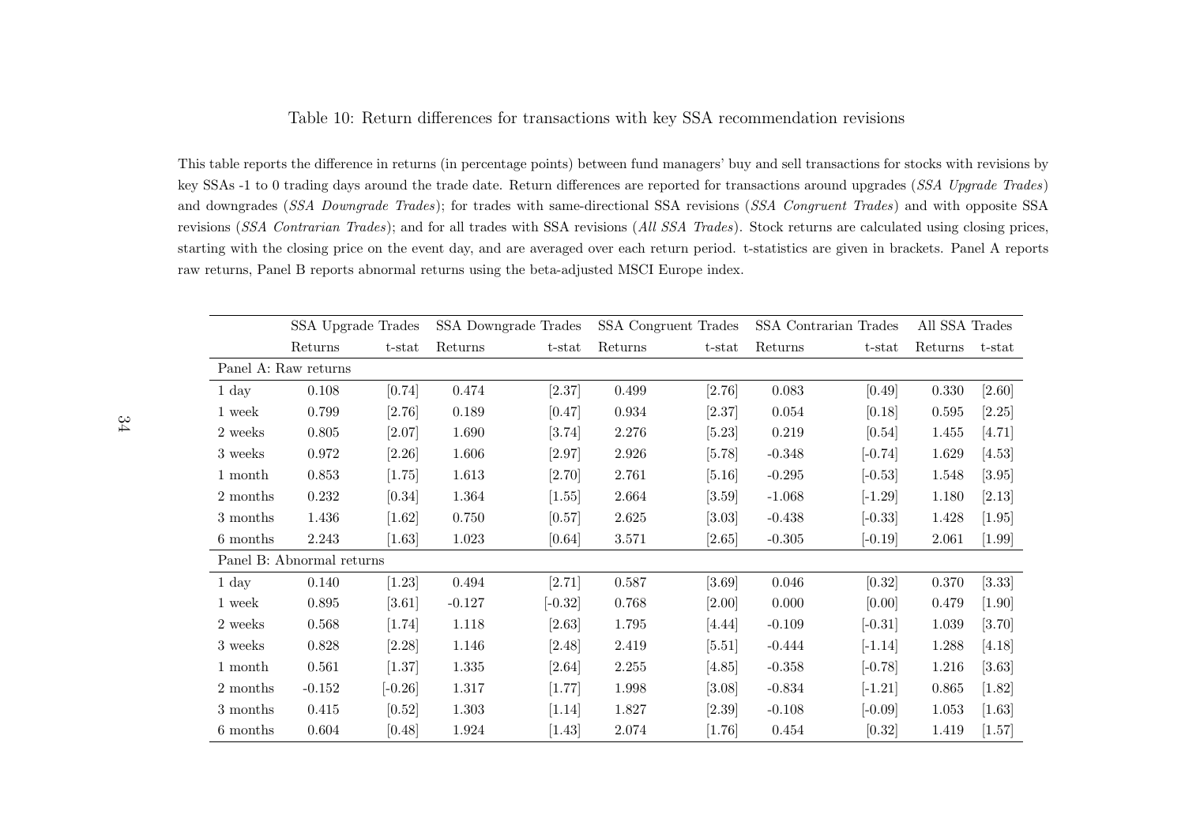Table 10: Return differences for transactions with key SSA recommendation revisions

This table reports the difference in returns (in percentage points) between fund managers' buy and sell transactions for stocks with revisions by key SSAs -1 to 0 trading days around the trade date. Return differences are reported for transactions around upgrades (*SSA Upgrade Trades*) and downgrades (*SSA Downgrade Trades*); for trades with same-directional SSA revisions (*SSA Congruent Trades*) and with opposite SSA revisions (*SSA Contrarian Trades*); and for all trades with SSA revisions (*All SSA Trades*). Stock returns are calculated using closing prices, starting with the closing price on the event day, and are averaged over each return period. t-statistics are given in brackets. Panel A reports raw returns, Panel B reports abnormal returns using the beta-adjusted MSCI Europe index.

| | SSA Upgrade Trades | | SSA Downgrade Trades | | SSA Congruent Trades | | SSA Contrarian Trades | | All SSA Trades | |
|---|---|---|---|---|---|---|---|---|---|---|
| | Returns | t-stat | Returns | t-stat | Returns | t-stat | Returns | t-stat | Returns | t-stat |
| Panel A: Raw returns | | | | | | | | | | |
| 1 day | 0.108 | [0.74] | 0.474 | [2.37] | 0.499 | [2.76] | 0.083 | [0.49] | 0.330 | [2.60] |
| 1 week | 0.799 | [2.76] | 0.189 | [0.47] | 0.934 | [2.37] | 0.054 | [0.18] | 0.595 | [2.25] |
| 2 weeks | 0.805 | [2.07] | 1.690 | [3.74] | 2.276 | [5.23] | 0.219 | [0.54] | 1.455 | [4.71] |
| 3 weeks | 0.972 | [2.26] | 1.606 | [2.97] | 2.926 | [5.78] | -0.348 | [-0.74] | 1.629 | [4.53] |
| 1 month | 0.853 | [1.75] | 1.613 | [2.70] | 2.761 | [5.16] | -0.295 | [-0.53] | 1.548 | [3.95] |
| 2 months | 0.232 | [0.34] | 1.364 | [1.55] | 2.664 | [3.59] | -1.068 | [-1.29] | 1.180 | [2.13] |
| 3 months | 1.436 | [1.62] | 0.750 | [0.57] | 2.625 | [3.03] | -0.438 | [-0.33] | 1.428 | [1.95] |
| 6 months | 2.243 | [1.63] | 1.023 | [0.64] | 3.571 | [2.65] | -0.305 | [-0.19] | 2.061 | [1.99] |
| Panel B: Abnormal returns | | | | | | | | | | |
| 1 day | 0.140 | [1.23] | 0.494 | [2.71] | 0.587 | [3.69] | 0.046 | [0.32] | 0.370 | [3.33] |
| 1 week | 0.895 | [3.61] | -0.127 | [-0.32] | 0.768 | [2.00] | 0.000 | [0.00] | 0.479 | [1.90] |
| 2 weeks | 0.568 | [1.74] | 1.118 | [2.63] | 1.795 | [4.44] | -0.109 | [-0.31] | 1.039 | [3.70] |
| 3 weeks | 0.828 | [2.28] | 1.146 | [2.48] | 2.419 | [5.51] | -0.444 | [-1.14] | 1.288 | [4.18] |
| 1 month | 0.561 | [1.37] | 1.335 | [2.64] | 2.255 | [4.85] | -0.358 | [-0.78] | 1.216 | [3.63] |
| 2 months | -0.152 | [-0.26] | 1.317 | [1.77] | 1.998 | [3.08] | -0.834 | [-1.21] | 0.865 | [1.82] |
| 3 months | 0.415 | [0.52] | 1.303 | [1.14] | 1.827 | [2.39] | -0.108 | [-0.09] | 1.053 | [1.63] |
| 6 months | 0.604 | [0.48] | 1.924 | [1.43] | 2.074 | [1.76] | 0.454 | [0.32] | 1.419 | [1.57] |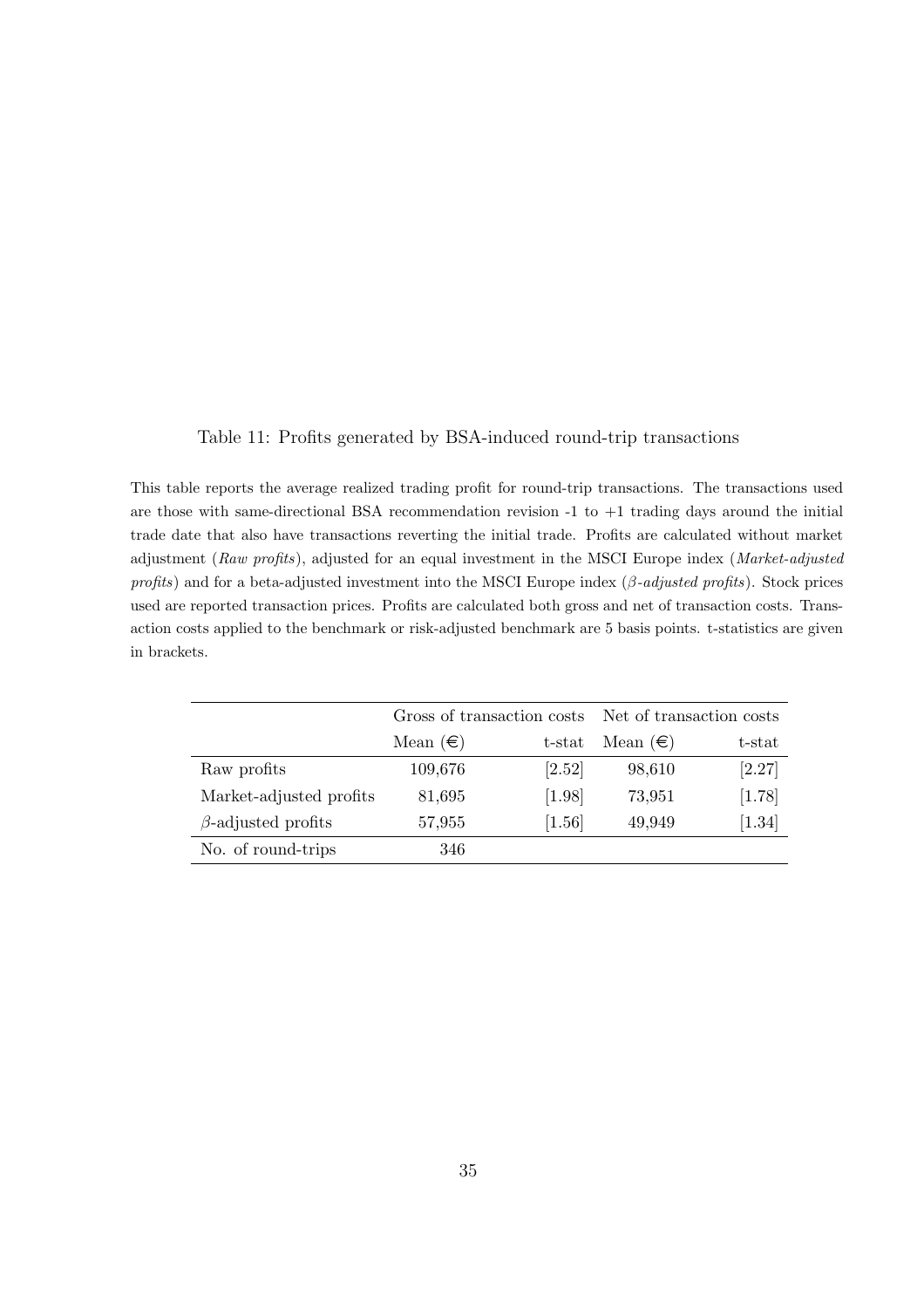Table 11: Profits generated by BSA-induced round-trip transactions

This table reports the average realized trading profit for round-trip transactions. The transactions used are those with same-directional BSA recommendation revision -1 to +1 trading days around the initial trade date that also have transactions reverting the initial trade. Profits are calculated without market adjustment (*Raw profits*), adjusted for an equal investment in the MSCI Europe index (*Market-adjusted profits*) and for a beta-adjusted investment into the MSCI Europe index (*β-adjusted profits*). Stock prices used are reported transaction prices. Profits are calculated both gross and net of transaction costs. Transaction costs applied to the benchmark or risk-adjusted benchmark are 5 basis points. t-statistics are given in brackets.

| | Gross of transaction costs | | Net of transaction costs | |
|---|---|---|---|---|
| | Mean (€) | t-stat | Mean (€) | t-stat |
| Raw profits | 109,676 | [2.52] | 98,610 | [2.27] |
| Market-adjusted profits | 81,695 | [1.98] | 73,951 | [1.78] |
| $\beta$-adjusted profits | 57,955 | [1.56] | 49,949 | [1.34] |
| No. of round-trips | 346 | | | |